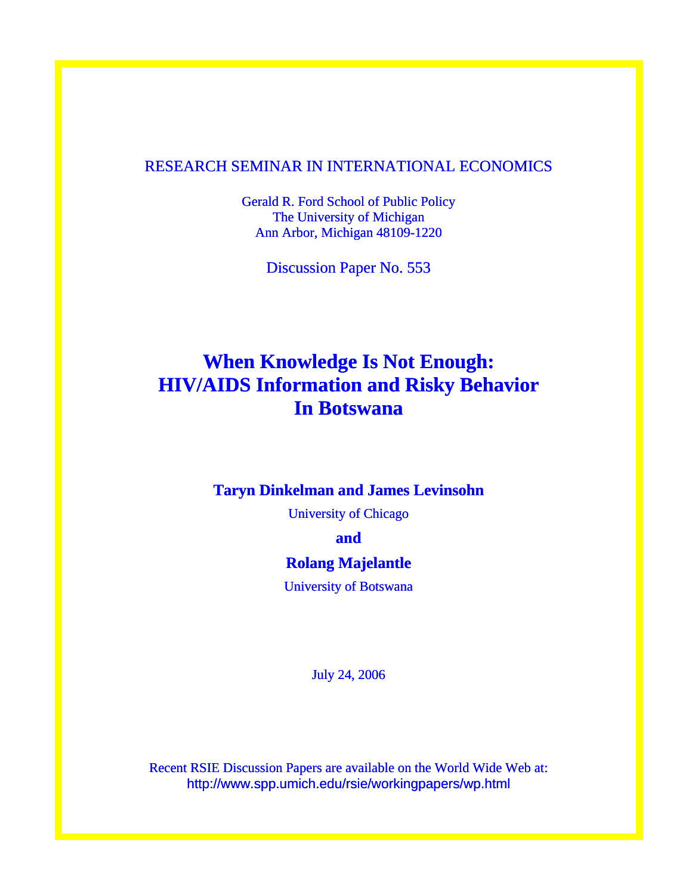RESEARCH SEMINAR IN INTERNATIONAL ECONOMICS

Gerald R. Ford School of Public Policy
The University of Michigan
Ann Arbor, Michigan 48109-1220

Discussion Paper No. 553

# When Knowledge Is Not Enough: HIV/AIDS Information and Risky Behavior In Botswana

**Taryn Dinkelman and James Levinsohn**

University of Chicago

**and**

**Rolang Majelantle**

University of Botswana

July 24, 2006

Recent RSIE Discussion Papers are available on the World Wide Web at:
http://www.spp.umich.edu/rsie/workingpapers/wp.html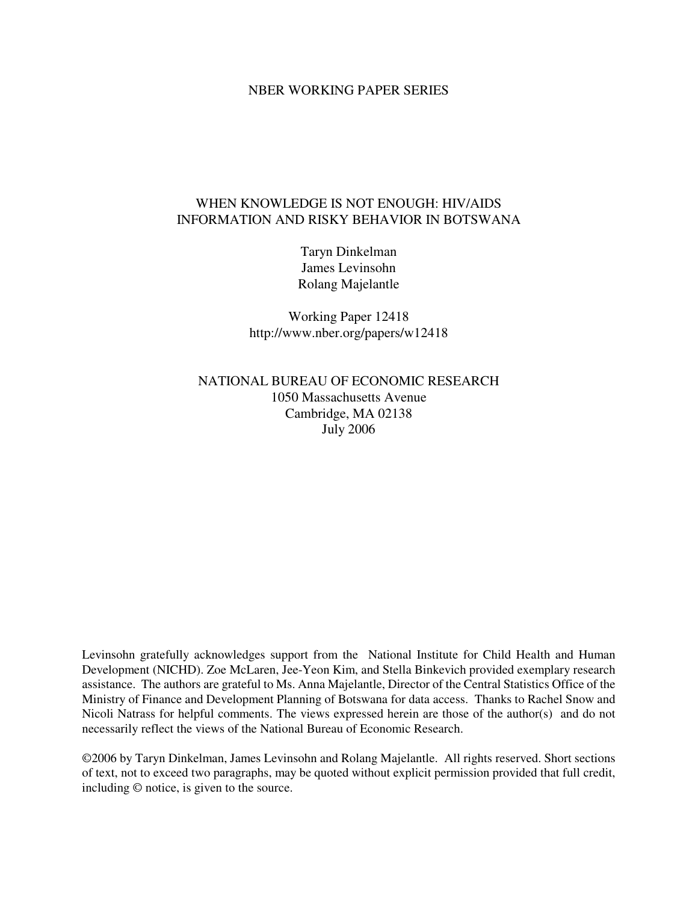NBER WORKING PAPER SERIES

# WHEN KNOWLEDGE IS NOT ENOUGH: HIV/AIDS INFORMATION AND RISKY BEHAVIOR IN BOTSWANA

Taryn Dinkelman
James Levinsohn
Rolang Majelantle

Working Paper 12418
http://www.nber.org/papers/w12418

NATIONAL BUREAU OF ECONOMIC RESEARCH
1050 Massachusetts Avenue
Cambridge, MA 02138
July 2006

Levinsohn gratefully acknowledges support from the National Institute for Child Health and Human Development (NICHD). Zoe McLaren, Jee-Yeon Kim, and Stella Binkevich provided exemplary research assistance. The authors are grateful to Ms. Anna Majelantle, Director of the Central Statistics Office of the Ministry of Finance and Development Planning of Botswana for data access. Thanks to Rachel Snow and Nicoli Natrass for helpful comments. The views expressed herein are those of the author(s) and do not necessarily reflect the views of the National Bureau of Economic Research.

©2006 by Taryn Dinkelman, James Levinsohn and Rolang Majelantle. All rights reserved. Short sections of text, not to exceed two paragraphs, may be quoted without explicit permission provided that full credit, including © notice, is given to the source.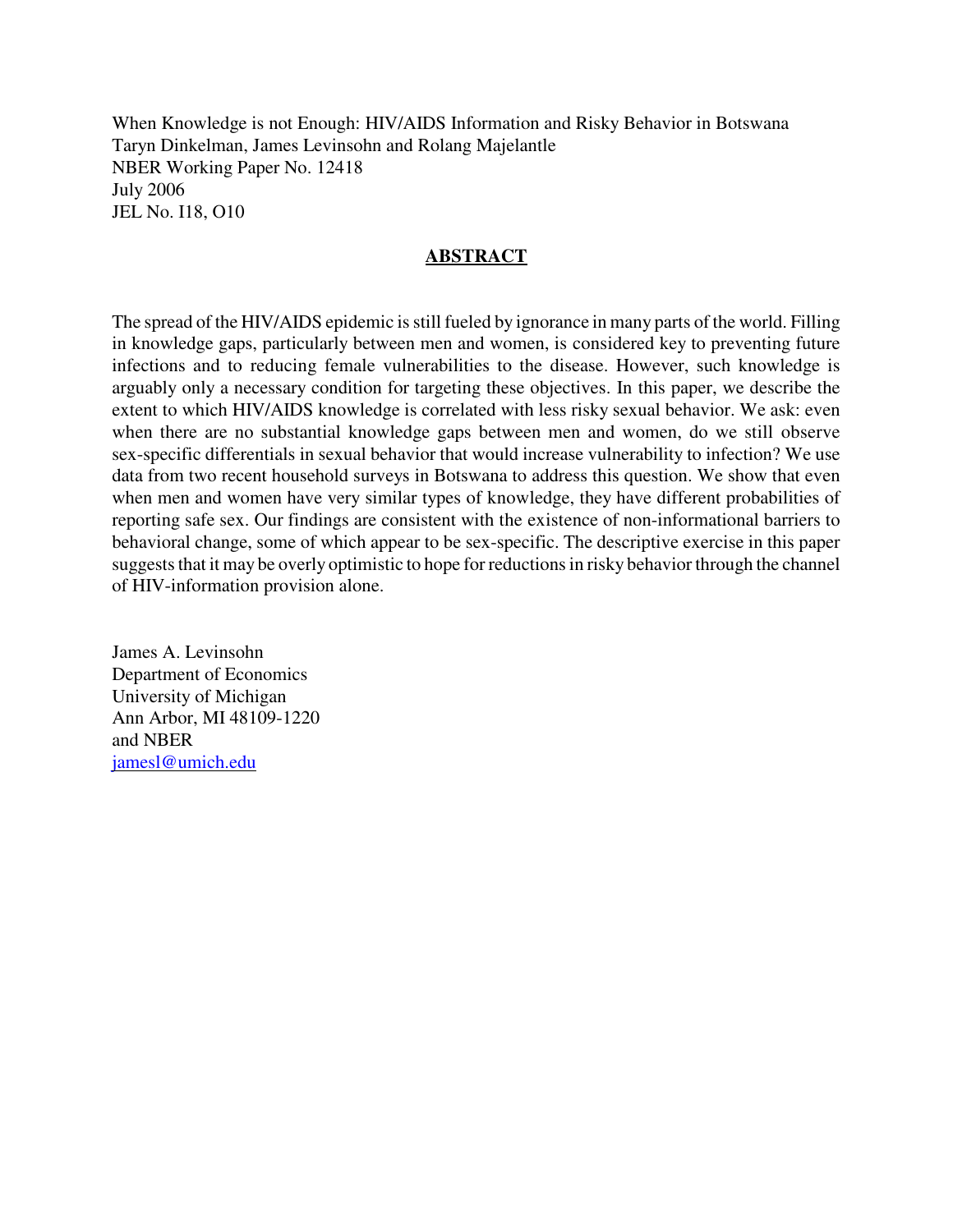When Knowledge is not Enough: HIV/AIDS Information and Risky Behavior in Botswana
Taryn Dinkelman, James Levinsohn and Rolang Majelantle
NBER Working Paper No. 12418
July 2006
JEL No. I18, O10

## ABSTRACT

The spread of the HIV/AIDS epidemic is still fueled by ignorance in many parts of the world. Filling in knowledge gaps, particularly between men and women, is considered key to preventing future infections and to reducing female vulnerabilities to the disease. However, such knowledge is arguably only a necessary condition for targeting these objectives. In this paper, we describe the extent to which HIV/AIDS knowledge is correlated with less risky sexual behavior. We ask: even when there are no substantial knowledge gaps between men and women, do we still observe sex-specific differentials in sexual behavior that would increase vulnerability to infection? We use data from two recent household surveys in Botswana to address this question. We show that even when men and women have very similar types of knowledge, they have different probabilities of reporting safe sex. Our findings are consistent with the existence of non-informational barriers to behavioral change, some of which appear to be sex-specific. The descriptive exercise in this paper suggests that it may be overly optimistic to hope for reductions in risky behavior through the channel of HIV-information provision alone.

James A. Levinsohn
Department of Economics
University of Michigan
Ann Arbor, MI 48109-1220
and NBER
jamesl@umich.edu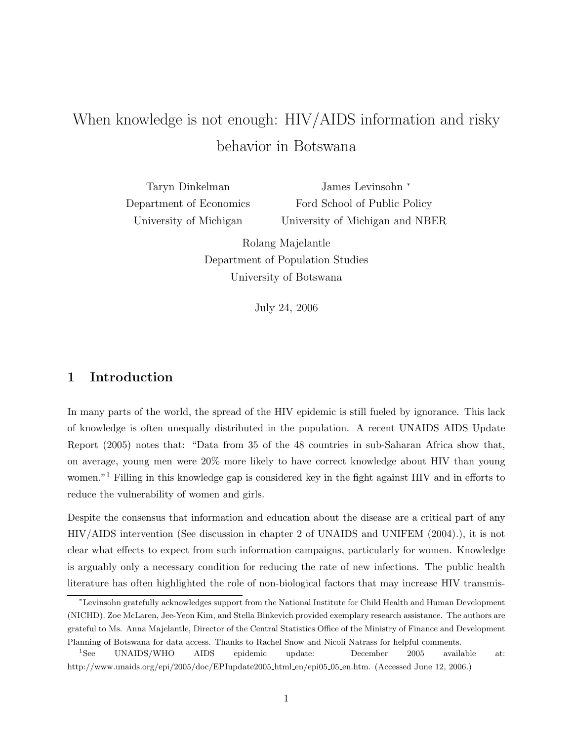# When knowledge is not enough: HIV/AIDS information and risky behavior in Botswana

Taryn Dinkelman
Department of Economics
University of Michigan

James Levinsohn [*]
Ford School of Public Policy
University of Michigan and NBER

Rolang Majelantle
Department of Population Studies
University of Botswana

July 24, 2006

## 1 Introduction

In many parts of the world, the spread of the HIV epidemic is still fueled by ignorance. This lack of knowledge is often unequally distributed in the population. A recent UNAIDS AIDS Update Report (2005) notes that: "Data from 35 of the 48 countries in sub-Saharan Africa show that, on average, young men were 20% more likely to have correct knowledge about HIV than young women."[1] Filling in this knowledge gap is considered key in the fight against HIV and in efforts to reduce the vulnerability of women and girls.

Despite the consensus that information and education about the disease are a critical part of any HIV/AIDS intervention (See discussion in chapter 2 of UNAIDS and UNIFEM (2004).), it is not clear what effects to expect from such information campaigns, particularly for women. Knowledge is arguably only a necessary condition for reducing the rate of new infections. The public health literature has often highlighted the role of non-biological factors that may increase HIV transmis-

[*] Levinsohn gratefully acknowledges support from the National Institute for Child Health and Human Development (NICHD). Zoe McLaren, Jee-Yeon Kim, and Stella Binkevich provided exemplary research assistance. The authors are grateful to Ms. Anna Majelantle, Director of the Central Statistics Office of the Ministry of Finance and Development Planning of Botswana for data access. Thanks to Rachel Snow and Nicoli Natrass for helpful comments.

[1] See UNAIDS/WHO AIDS epidemic update: December 2005 available at: http://www.unaids.org/epi/2005/doc/EPIupdate2005_html_en/epi05_05_en.htm. (Accessed June 12, 2006.)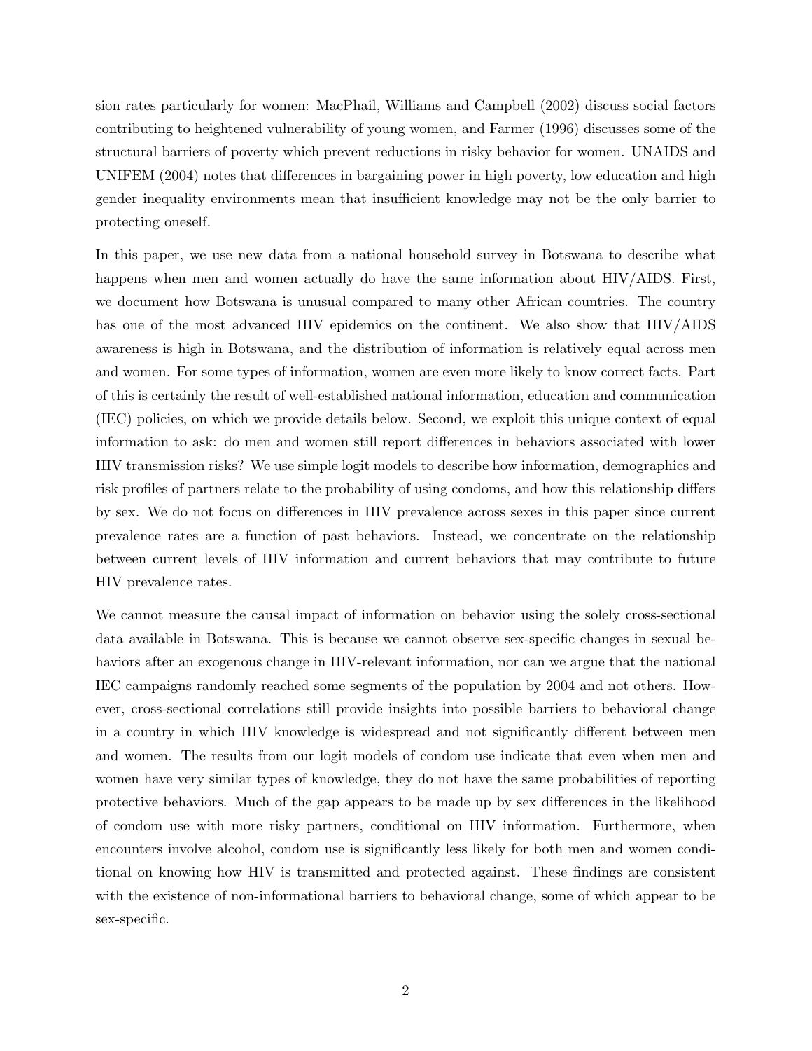sion rates particularly for women: MacPhail, Williams and Campbell (2002) discuss social factors contributing to heightened vulnerability of young women, and Farmer (1996) discusses some of the structural barriers of poverty which prevent reductions in risky behavior for women. UNAIDS and UNIFEM (2004) notes that differences in bargaining power in high poverty, low education and high gender inequality environments mean that insufficient knowledge may not be the only barrier to protecting oneself.

In this paper, we use new data from a national household survey in Botswana to describe what happens when men and women actually do have the same information about HIV/AIDS. First, we document how Botswana is unusual compared to many other African countries. The country has one of the most advanced HIV epidemics on the continent. We also show that HIV/AIDS awareness is high in Botswana, and the distribution of information is relatively equal across men and women. For some types of information, women are even more likely to know correct facts. Part of this is certainly the result of well-established national information, education and communication (IEC) policies, on which we provide details below. Second, we exploit this unique context of equal information to ask: do men and women still report differences in behaviors associated with lower HIV transmission risks? We use simple logit models to describe how information, demographics and risk profiles of partners relate to the probability of using condoms, and how this relationship differs by sex. We do not focus on differences in HIV prevalence across sexes in this paper since current prevalence rates are a function of past behaviors. Instead, we concentrate on the relationship between current levels of HIV information and current behaviors that may contribute to future HIV prevalence rates.

We cannot measure the causal impact of information on behavior using the solely cross-sectional data available in Botswana. This is because we cannot observe sex-specific changes in sexual behaviors after an exogenous change in HIV-relevant information, nor can we argue that the national IEC campaigns randomly reached some segments of the population by 2004 and not others. However, cross-sectional correlations still provide insights into possible barriers to behavioral change in a country in which HIV knowledge is widespread and not significantly different between men and women. The results from our logit models of condom use indicate that even when men and women have very similar types of knowledge, they do not have the same probabilities of reporting protective behaviors. Much of the gap appears to be made up by sex differences in the likelihood of condom use with more risky partners, conditional on HIV information. Furthermore, when encounters involve alcohol, condom use is significantly less likely for both men and women conditional on knowing how HIV is transmitted and protected against. These findings are consistent with the existence of non-informational barriers to behavioral change, some of which appear to be sex-specific.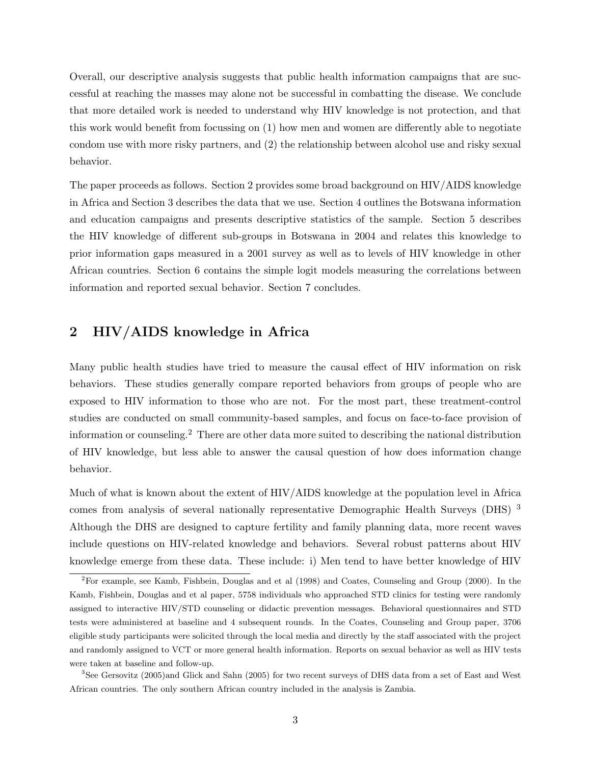Overall, our descriptive analysis suggests that public health information campaigns that are successful at reaching the masses may alone not be successful in combatting the disease. We conclude that more detailed work is needed to understand why HIV knowledge is not protection, and that this work would benefit from focussing on (1) how men and women are differently able to negotiate condom use with more risky partners, and (2) the relationship between alcohol use and risky sexual behavior.

The paper proceeds as follows. Section 2 provides some broad background on HIV/AIDS knowledge in Africa and Section 3 describes the data that we use. Section 4 outlines the Botswana information and education campaigns and presents descriptive statistics of the sample. Section 5 describes the HIV knowledge of different sub-groups in Botswana in 2004 and relates this knowledge to prior information gaps measured in a 2001 survey as well as to levels of HIV knowledge in other African countries. Section 6 contains the simple logit models measuring the correlations between information and reported sexual behavior. Section 7 concludes.

## 2 HIV/AIDS knowledge in Africa

Many public health studies have tried to measure the causal effect of HIV information on risk behaviors. These studies generally compare reported behaviors from groups of people who are exposed to HIV information to those who are not. For the most part, these treatment-control studies are conducted on small community-based samples, and focus on face-to-face provision of information or counseling.[2] There are other data more suited to describing the national distribution of HIV knowledge, but less able to answer the causal question of how does information change behavior.

Much of what is known about the extent of HIV/AIDS knowledge at the population level in Africa comes from analysis of several nationally representative Demographic Health Surveys (DHS) [3] Although the DHS are designed to capture fertility and family planning data, more recent waves include questions on HIV-related knowledge and behaviors. Several robust patterns about HIV knowledge emerge from these data. These include: i) Men tend to have better knowledge of HIV

[2] For example, see Kamb, Fishbein, Douglas and et al (1998) and Coates, Counseling and Group (2000). In the Kamb, Fishbein, Douglas and et al paper, 5758 individuals who approached STD clinics for testing were randomly assigned to interactive HIV/STD counseling or didactic prevention messages. Behavioral questionnaires and STD tests were administered at baseline and 4 subsequent rounds. In the Coates, Counseling and Group paper, 3706 eligible study participants were solicited through the local media and directly by the staff associated with the project and randomly assigned to VCT or more general health information. Reports on sexual behavior as well as HIV tests were taken at baseline and follow-up.

[3] See Gersovitz (2005)and Glick and Sahn (2005) for two recent surveys of DHS data from a set of East and West African countries. The only southern African country included in the analysis is Zambia.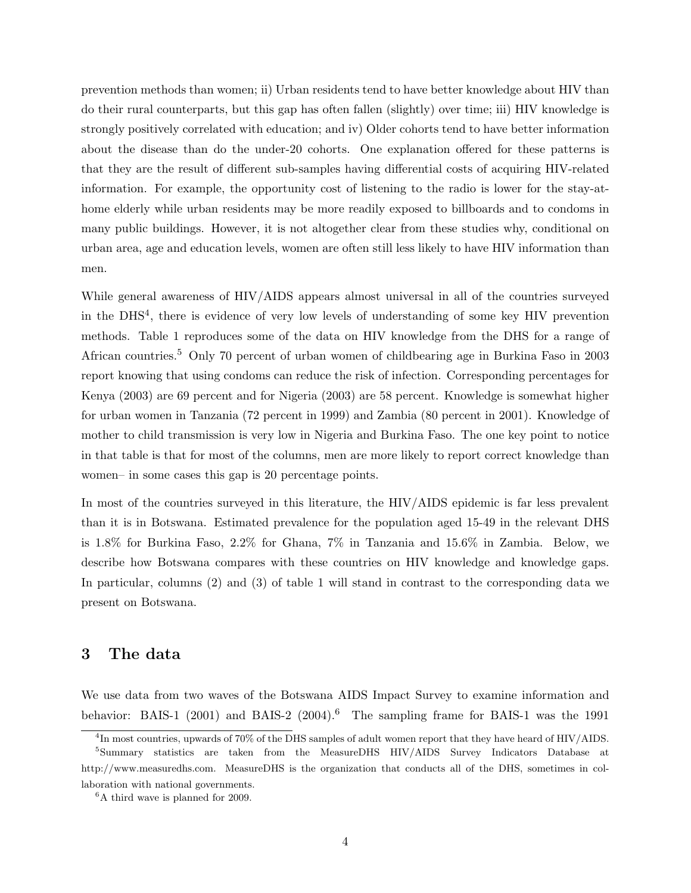prevention methods than women; ii) Urban residents tend to have better knowledge about HIV than do their rural counterparts, but this gap has often fallen (slightly) over time; iii) HIV knowledge is strongly positively correlated with education; and iv) Older cohorts tend to have better information about the disease than do the under-20 cohorts. One explanation offered for these patterns is that they are the result of different sub-samples having differential costs of acquiring HIV-related information. For example, the opportunity cost of listening to the radio is lower for the stay-at-home elderly while urban residents may be more readily exposed to billboards and to condoms in many public buildings. However, it is not altogether clear from these studies why, conditional on urban area, age and education levels, women are often still less likely to have HIV information than men.

While general awareness of HIV/AIDS appears almost universal in all of the countries surveyed in the DHS[4], there is evidence of very low levels of understanding of some key HIV prevention methods. Table 1 reproduces some of the data on HIV knowledge from the DHS for a range of African countries.[5] Only 70 percent of urban women of childbearing age in Burkina Faso in 2003 report knowing that using condoms can reduce the risk of infection. Corresponding percentages for Kenya (2003) are 69 percent and for Nigeria (2003) are 58 percent. Knowledge is somewhat higher for urban women in Tanzania (72 percent in 1999) and Zambia (80 percent in 2001). Knowledge of mother to child transmission is very low in Nigeria and Burkina Faso. The one key point to notice in that table is that for most of the columns, men are more likely to report correct knowledge than women– in some cases this gap is 20 percentage points.

In most of the countries surveyed in this literature, the HIV/AIDS epidemic is far less prevalent than it is in Botswana. Estimated prevalence for the population aged 15-49 in the relevant DHS is 1.8% for Burkina Faso, 2.2% for Ghana, 7% in Tanzania and 15.6% in Zambia. Below, we describe how Botswana compares with these countries on HIV knowledge and knowledge gaps. In particular, columns (2) and (3) of table 1 will stand in contrast to the corresponding data we present on Botswana.

## 3 The data

We use data from two waves of the Botswana AIDS Impact Survey to examine information and behavior: BAIS-1 (2001) and BAIS-2 (2004).[6] The sampling frame for BAIS-1 was the 1991

---

[4] In most countries, upwards of 70% of the DHS samples of adult women report that they have heard of HIV/AIDS.

[5] Summary statistics are taken from the MeasureDHS HIV/AIDS Survey Indicators Database at http://www.measuredhs.com. MeasureDHS is the organization that conducts all of the DHS, sometimes in collaboration with national governments.

[6] A third wave is planned for 2009.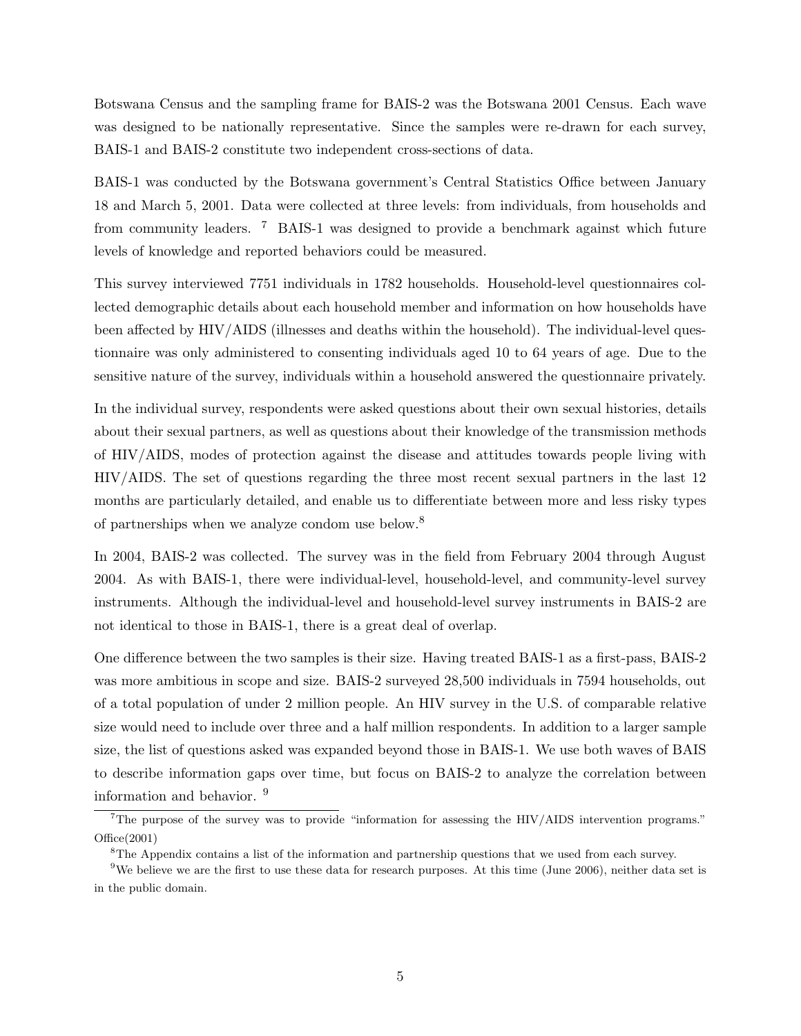Botswana Census and the sampling frame for BAIS-2 was the Botswana 2001 Census. Each wave was designed to be nationally representative. Since the samples were re-drawn for each survey, BAIS-1 and BAIS-2 constitute two independent cross-sections of data.

BAIS-1 was conducted by the Botswana government's Central Statistics Office between January 18 and March 5, 2001. Data were collected at three levels: from individuals, from households and from community leaders. [7] BAIS-1 was designed to provide a benchmark against which future levels of knowledge and reported behaviors could be measured.

This survey interviewed 7751 individuals in 1782 households. Household-level questionnaires collected demographic details about each household member and information on how households have been affected by HIV/AIDS (illnesses and deaths within the household). The individual-level questionnaire was only administered to consenting individuals aged 10 to 64 years of age. Due to the sensitive nature of the survey, individuals within a household answered the questionnaire privately.

In the individual survey, respondents were asked questions about their own sexual histories, details about their sexual partners, as well as questions about their knowledge of the transmission methods of HIV/AIDS, modes of protection against the disease and attitudes towards people living with HIV/AIDS. The set of questions regarding the three most recent sexual partners in the last 12 months are particularly detailed, and enable us to differentiate between more and less risky types of partnerships when we analyze condom use below.[8]

In 2004, BAIS-2 was collected. The survey was in the field from February 2004 through August 2004. As with BAIS-1, there were individual-level, household-level, and community-level survey instruments. Although the individual-level and household-level survey instruments in BAIS-2 are not identical to those in BAIS-1, there is a great deal of overlap.

One difference between the two samples is their size. Having treated BAIS-1 as a first-pass, BAIS-2 was more ambitious in scope and size. BAIS-2 surveyed 28,500 individuals in 7594 households, out of a total population of under 2 million people. An HIV survey in the U.S. of comparable relative size would need to include over three and a half million respondents. In addition to a larger sample size, the list of questions asked was expanded beyond those in BAIS-1. We use both waves of BAIS to describe information gaps over time, but focus on BAIS-2 to analyze the correlation between information and behavior. [9]

[7] The purpose of the survey was to provide "information for assessing the HIV/AIDS intervention programs." Office(2001)

[8] The Appendix contains a list of the information and partnership questions that we used from each survey.

[9] We believe we are the first to use these data for research purposes. At this time (June 2006), neither data set is in the public domain.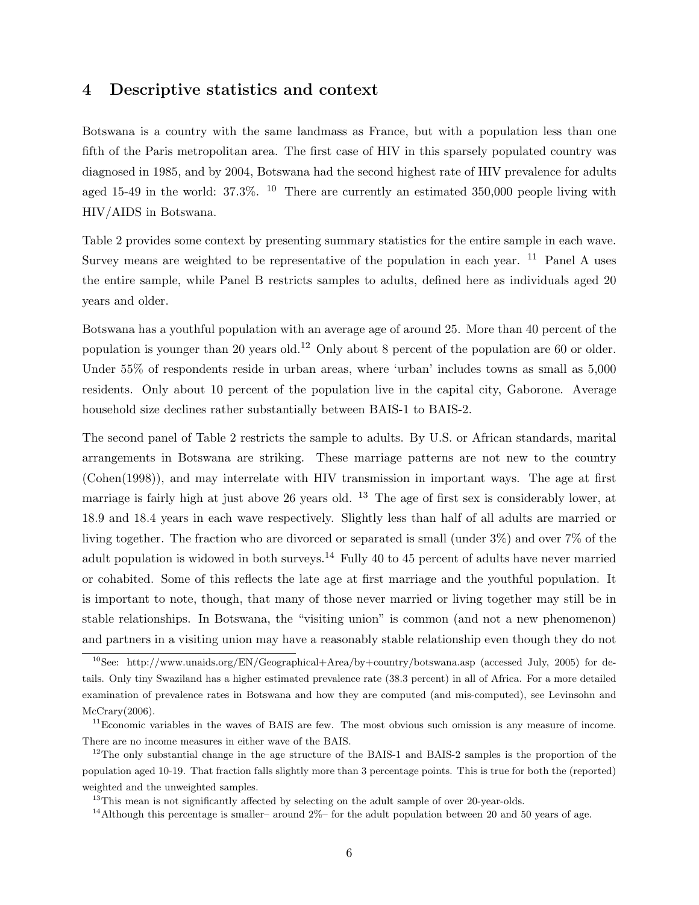## 4 Descriptive statistics and context

Botswana is a country with the same landmass as France, but with a population less than one fifth of the Paris metropolitan area. The first case of HIV in this sparsely populated country was diagnosed in 1985, and by 2004, Botswana had the second highest rate of HIV prevalence for adults aged 15-49 in the world: 37.3%. [10] There are currently an estimated 350,000 people living with HIV/AIDS in Botswana.

Table 2 provides some context by presenting summary statistics for the entire sample in each wave. Survey means are weighted to be representative of the population in each year. [11] Panel A uses the entire sample, while Panel B restricts samples to adults, defined here as individuals aged 20 years and older.

Botswana has a youthful population with an average age of around 25. More than 40 percent of the population is younger than 20 years old.[12] Only about 8 percent of the population are 60 or older. Under 55% of respondents reside in urban areas, where 'urban' includes towns as small as 5,000 residents. Only about 10 percent of the population live in the capital city, Gaborone. Average household size declines rather substantially between BAIS-1 to BAIS-2.

The second panel of Table 2 restricts the sample to adults. By U.S. or African standards, marital arrangements in Botswana are striking. These marriage patterns are not new to the country (Cohen(1998)), and may interrelate with HIV transmission in important ways. The age at first marriage is fairly high at just above 26 years old. [13] The age of first sex is considerably lower, at 18.9 and 18.4 years in each wave respectively. Slightly less than half of all adults are married or living together. The fraction who are divorced or separated is small (under 3%) and over 7% of the adult population is widowed in both surveys.[14] Fully 40 to 45 percent of adults have never married or cohabited. Some of this reflects the late age at first marriage and the youthful population. It is important to note, though, that many of those never married or living together may still be in stable relationships. In Botswana, the "visiting union" is common (and not a new phenomenon) and partners in a visiting union may have a reasonably stable relationship even though they do not

---

[10] See: http://www.unaids.org/EN/Geographical+Area/by+country/botswana.asp (accessed July, 2005) for details. Only tiny Swaziland has a higher estimated prevalence rate (38.3 percent) in all of Africa. For a more detailed examination of prevalence rates in Botswana and how they are computed (and mis-computed), see Levinsohn and McCrary(2006).

[11] Economic variables in the waves of BAIS are few. The most obvious such omission is any measure of income. There are no income measures in either wave of the BAIS.

[12] The only substantial change in the age structure of the BAIS-1 and BAIS-2 samples is the proportion of the population aged 10-19. That fraction falls slightly more than 3 percentage points. This is true for both the (reported) weighted and the unweighted samples.

[13] This mean is not significantly affected by selecting on the adult sample of over 20-year-olds.

[14] Although this percentage is smaller– around 2%– for the adult population between 20 and 50 years of age.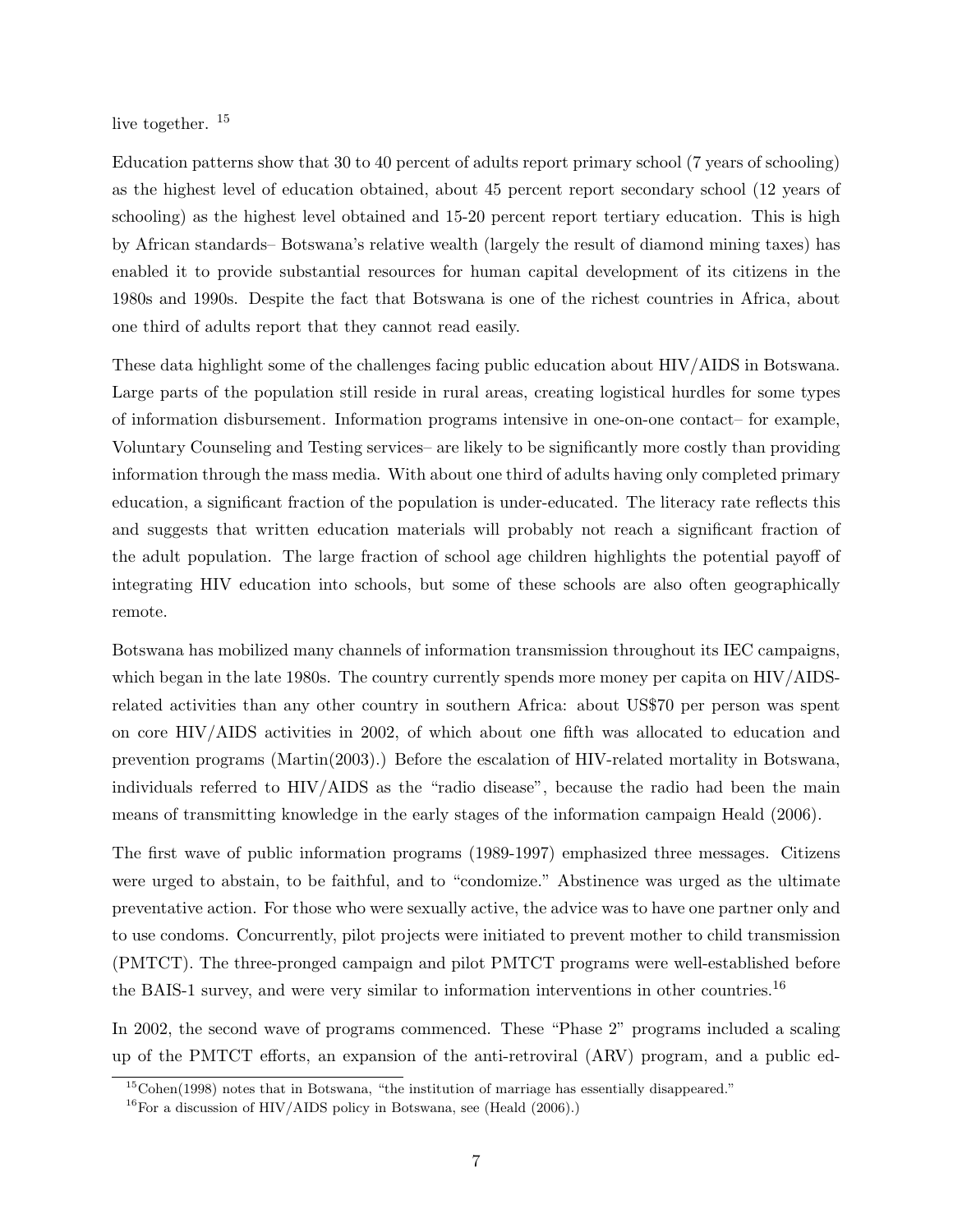live together. [15]

Education patterns show that 30 to 40 percent of adults report primary school (7 years of schooling) as the highest level of education obtained, about 45 percent report secondary school (12 years of schooling) as the highest level obtained and 15-20 percent report tertiary education. This is high by African standards– Botswana's relative wealth (largely the result of diamond mining taxes) has enabled it to provide substantial resources for human capital development of its citizens in the 1980s and 1990s. Despite the fact that Botswana is one of the richest countries in Africa, about one third of adults report that they cannot read easily.

These data highlight some of the challenges facing public education about HIV/AIDS in Botswana. Large parts of the population still reside in rural areas, creating logistical hurdles for some types of information disbursement. Information programs intensive in one-on-one contact– for example, Voluntary Counseling and Testing services– are likely to be significantly more costly than providing information through the mass media. With about one third of adults having only completed primary education, a significant fraction of the population is under-educated. The literacy rate reflects this and suggests that written education materials will probably not reach a significant fraction of the adult population. The large fraction of school age children highlights the potential payoff of integrating HIV education into schools, but some of these schools are also often geographically remote.

Botswana has mobilized many channels of information transmission throughout its IEC campaigns, which began in the late 1980s. The country currently spends more money per capita on HIV/AIDS-related activities than any other country in southern Africa: about US$70 per person was spent on core HIV/AIDS activities in 2002, of which about one fifth was allocated to education and prevention programs (Martin(2003).) Before the escalation of HIV-related mortality in Botswana, individuals referred to HIV/AIDS as the "radio disease", because the radio had been the main means of transmitting knowledge in the early stages of the information campaign Heald (2006).

The first wave of public information programs (1989-1997) emphasized three messages. Citizens were urged to abstain, to be faithful, and to "condomize." Abstinence was urged as the ultimate preventative action. For those who were sexually active, the advice was to have one partner only and to use condoms. Concurrently, pilot projects were initiated to prevent mother to child transmission (PMTCT). The three-pronged campaign and pilot PMTCT programs were well-established before the BAIS-1 survey, and were very similar to information interventions in other countries.[16]

In 2002, the second wave of programs commenced. These "Phase 2" programs included a scaling up of the PMTCT efforts, an expansion of the anti-retroviral (ARV) program, and a public ed-

[15] Cohen(1998) notes that in Botswana, "the institution of marriage has essentially disappeared."

[16] For a discussion of HIV/AIDS policy in Botswana, see (Heald (2006).)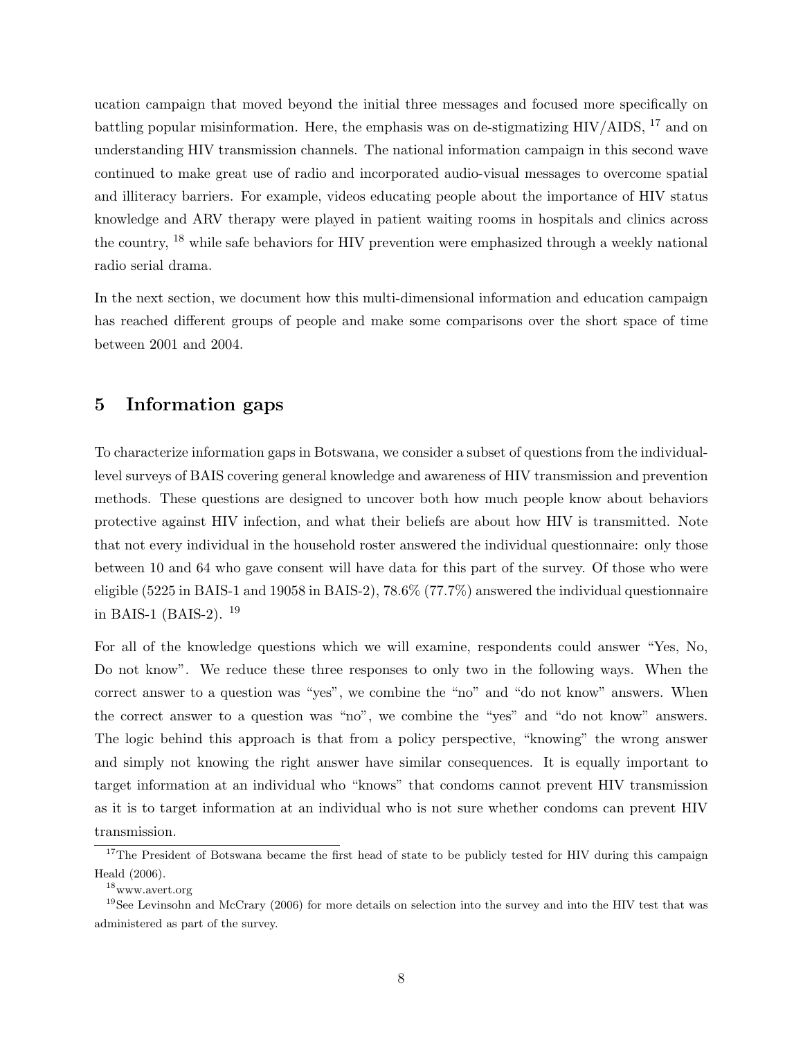ucation campaign that moved beyond the initial three messages and focused more specifically on battling popular misinformation. Here, the emphasis was on de-stigmatizing HIV/AIDS, [17] and on understanding HIV transmission channels. The national information campaign in this second wave continued to make great use of radio and incorporated audio-visual messages to overcome spatial and illiteracy barriers. For example, videos educating people about the importance of HIV status knowledge and ARV therapy were played in patient waiting rooms in hospitals and clinics across the country, [18] while safe behaviors for HIV prevention were emphasized through a weekly national radio serial drama.

In the next section, we document how this multi-dimensional information and education campaign has reached different groups of people and make some comparisons over the short space of time between 2001 and 2004.

## 5 Information gaps

To characterize information gaps in Botswana, we consider a subset of questions from the individual-level surveys of BAIS covering general knowledge and awareness of HIV transmission and prevention methods. These questions are designed to uncover both how much people know about behaviors protective against HIV infection, and what their beliefs are about how HIV is transmitted. Note that not every individual in the household roster answered the individual questionnaire: only those between 10 and 64 who gave consent will have data for this part of the survey. Of those who were eligible (5225 in BAIS-1 and 19058 in BAIS-2), 78.6% (77.7%) answered the individual questionnaire in BAIS-1 (BAIS-2). [19]

For all of the knowledge questions which we will examine, respondents could answer "Yes, No, Do not know". We reduce these three responses to only two in the following ways. When the correct answer to a question was "yes", we combine the "no" and "do not know" answers. When the correct answer to a question was "no", we combine the "yes" and "do not know" answers. The logic behind this approach is that from a policy perspective, "knowing" the wrong answer and simply not knowing the right answer have similar consequences. It is equally important to target information at an individual who "knows" that condoms cannot prevent HIV transmission as it is to target information at an individual who is not sure whether condoms can prevent HIV transmission.

[17] The President of Botswana became the first head of state to be publicly tested for HIV during this campaign Heald (2006).

[18] www.avert.org

[19] See Levinsohn and McCrary (2006) for more details on selection into the survey and into the HIV test that was administered as part of the survey.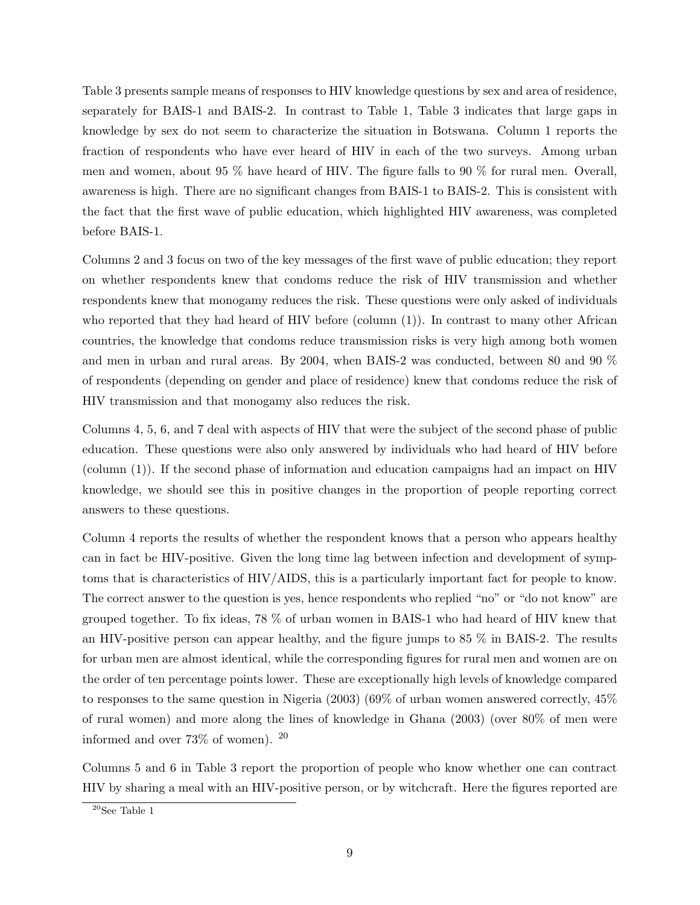Table 3 presents sample means of responses to HIV knowledge questions by sex and area of residence, separately for BAIS-1 and BAIS-2. In contrast to Table 1, Table 3 indicates that large gaps in knowledge by sex do not seem to characterize the situation in Botswana. Column 1 reports the fraction of respondents who have ever heard of HIV in each of the two surveys. Among urban men and women, about 95 % have heard of HIV. The figure falls to 90 % for rural men. Overall, awareness is high. There are no significant changes from BAIS-1 to BAIS-2. This is consistent with the fact that the first wave of public education, which highlighted HIV awareness, was completed before BAIS-1.

Columns 2 and 3 focus on two of the key messages of the first wave of public education; they report on whether respondents knew that condoms reduce the risk of HIV transmission and whether respondents knew that monogamy reduces the risk. These questions were only asked of individuals who reported that they had heard of HIV before (column (1)). In contrast to many other African countries, the knowledge that condoms reduce transmission risks is very high among both women and men in urban and rural areas. By 2004, when BAIS-2 was conducted, between 80 and 90 % of respondents (depending on gender and place of residence) knew that condoms reduce the risk of HIV transmission and that monogamy also reduces the risk.

Columns 4, 5, 6, and 7 deal with aspects of HIV that were the subject of the second phase of public education. These questions were also only answered by individuals who had heard of HIV before (column (1)). If the second phase of information and education campaigns had an impact on HIV knowledge, we should see this in positive changes in the proportion of people reporting correct answers to these questions.

Column 4 reports the results of whether the respondent knows that a person who appears healthy can in fact be HIV-positive. Given the long time lag between infection and development of symptoms that is characteristics of HIV/AIDS, this is a particularly important fact for people to know. The correct answer to the question is yes, hence respondents who replied "no" or "do not know" are grouped together. To fix ideas, 78 % of urban women in BAIS-1 who had heard of HIV knew that an HIV-positive person can appear healthy, and the figure jumps to 85 % in BAIS-2. The results for urban men are almost identical, while the corresponding figures for rural men and women are on the order of ten percentage points lower. These are exceptionally high levels of knowledge compared to responses to the same question in Nigeria (2003) (69% of urban women answered correctly, 45% of rural women) and more along the lines of knowledge in Ghana (2003) (over 80% of men were informed and over 73% of women). [20]

Columns 5 and 6 in Table 3 report the proportion of people who know whether one can contract HIV by sharing a meal with an HIV-positive person, or by witchcraft. Here the figures reported are

[20] See Table 1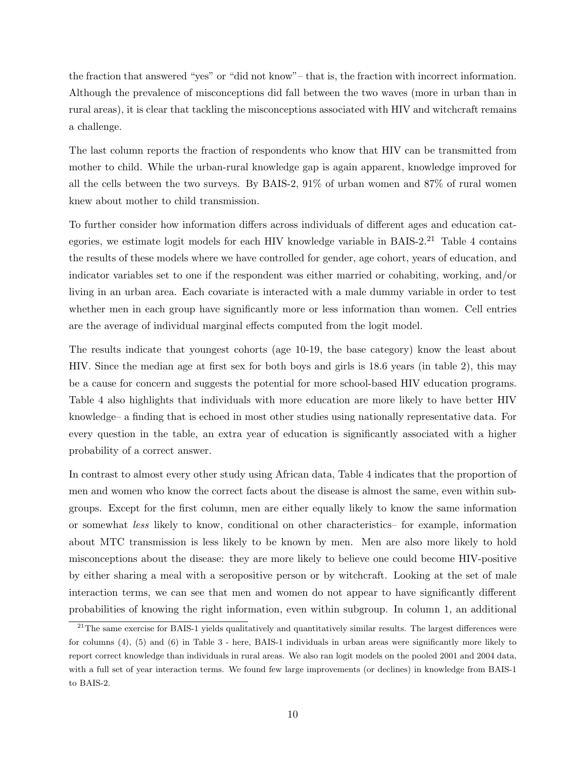the fraction that answered "yes" or "did not know"– that is, the fraction with incorrect information. Although the prevalence of misconceptions did fall between the two waves (more in urban than in rural areas), it is clear that tackling the misconceptions associated with HIV and witchcraft remains a challenge.

The last column reports the fraction of respondents who know that HIV can be transmitted from mother to child. While the urban-rural knowledge gap is again apparent, knowledge improved for all the cells between the two surveys. By BAIS-2, 91% of urban women and 87% of rural women knew about mother to child transmission.

To further consider how information differs across individuals of different ages and education categories, we estimate logit models for each HIV knowledge variable in BAIS-2.[21] Table 4 contains the results of these models where we have controlled for gender, age cohort, years of education, and indicator variables set to one if the respondent was either married or cohabiting, working, and/or living in an urban area. Each covariate is interacted with a male dummy variable in order to test whether men in each group have significantly more or less information than women. Cell entries are the average of individual marginal effects computed from the logit model.

The results indicate that youngest cohorts (age 10-19, the base category) know the least about HIV. Since the median age at first sex for both boys and girls is 18.6 years (in table 2), this may be a cause for concern and suggests the potential for more school-based HIV education programs. Table 4 also highlights that individuals with more education are more likely to have better HIV knowledge– a finding that is echoed in most other studies using nationally representative data. For every question in the table, an extra year of education is significantly associated with a higher probability of a correct answer.

In contrast to almost every other study using African data, Table 4 indicates that the proportion of men and women who know the correct facts about the disease is almost the same, even within subgroups. Except for the first column, men are either equally likely to know the same information or somewhat *less* likely to know, conditional on other characteristics– for example, information about MTC transmission is less likely to be known by men. Men are also more likely to hold misconceptions about the disease: they are more likely to believe one could become HIV-positive by either sharing a meal with a seropositive person or by witchcraft. Looking at the set of male interaction terms, we can see that men and women do not appear to have significantly different probabilities of knowing the right information, even within subgroup. In column 1, an additional

[21] The same exercise for BAIS-1 yields qualitatively and quantitatively similar results. The largest differences were for columns (4), (5) and (6) in Table 3 - here, BAIS-1 individuals in urban areas were significantly more likely to report correct knowledge than individuals in rural areas. We also ran logit models on the pooled 2001 and 2004 data, with a full set of year interaction terms. We found few large improvements (or declines) in knowledge from BAIS-1 to BAIS-2.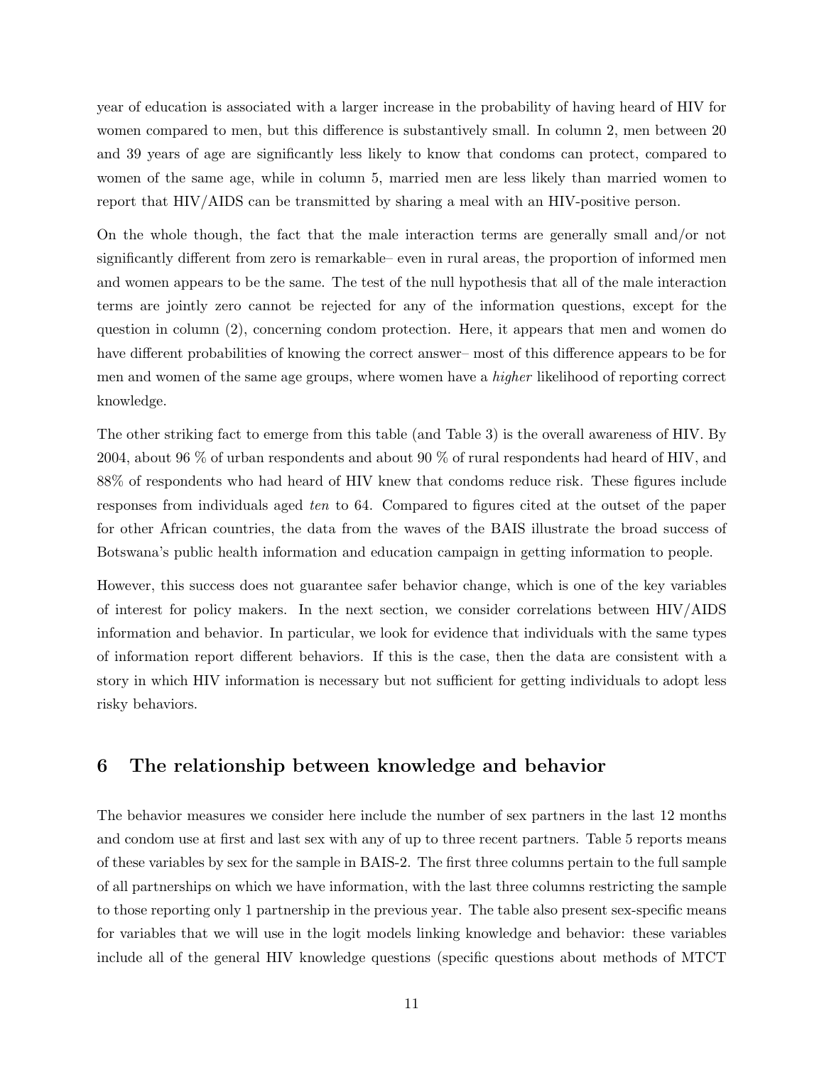year of education is associated with a larger increase in the probability of having heard of HIV for women compared to men, but this difference is substantively small. In column 2, men between 20 and 39 years of age are significantly less likely to know that condoms can protect, compared to women of the same age, while in column 5, married men are less likely than married women to report that HIV/AIDS can be transmitted by sharing a meal with an HIV-positive person.

On the whole though, the fact that the male interaction terms are generally small and/or not significantly different from zero is remarkable– even in rural areas, the proportion of informed men and women appears to be the same. The test of the null hypothesis that all of the male interaction terms are jointly zero cannot be rejected for any of the information questions, except for the question in column (2), concerning condom protection. Here, it appears that men and women do have different probabilities of knowing the correct answer– most of this difference appears to be for men and women of the same age groups, where women have a *higher* likelihood of reporting correct knowledge.

The other striking fact to emerge from this table (and Table 3) is the overall awareness of HIV. By 2004, about 96 % of urban respondents and about 90 % of rural respondents had heard of HIV, and 88% of respondents who had heard of HIV knew that condoms reduce risk. These figures include responses from individuals aged *ten* to 64. Compared to figures cited at the outset of the paper for other African countries, the data from the waves of the BAIS illustrate the broad success of Botswana's public health information and education campaign in getting information to people.

However, this success does not guarantee safer behavior change, which is one of the key variables of interest for policy makers. In the next section, we consider correlations between HIV/AIDS information and behavior. In particular, we look for evidence that individuals with the same types of information report different behaviors. If this is the case, then the data are consistent with a story in which HIV information is necessary but not sufficient for getting individuals to adopt less risky behaviors.

## 6 The relationship between knowledge and behavior

The behavior measures we consider here include the number of sex partners in the last 12 months and condom use at first and last sex with any of up to three recent partners. Table 5 reports means of these variables by sex for the sample in BAIS-2. The first three columns pertain to the full sample of all partnerships on which we have information, with the last three columns restricting the sample to those reporting only 1 partnership in the previous year. The table also present sex-specific means for variables that we will use in the logit models linking knowledge and behavior: these variables include all of the general HIV knowledge questions (specific questions about methods of MTCT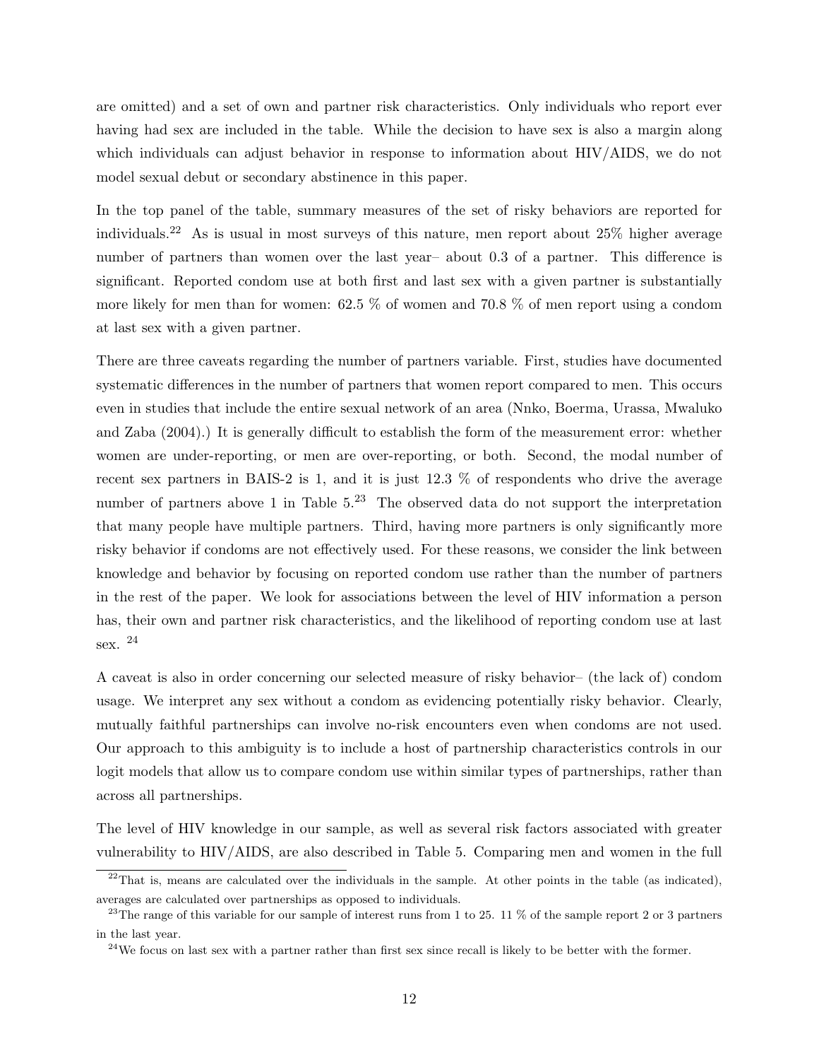are omitted) and a set of own and partner risk characteristics. Only individuals who report ever having had sex are included in the table. While the decision to have sex is also a margin along which individuals can adjust behavior in response to information about HIV/AIDS, we do not model sexual debut or secondary abstinence in this paper.

In the top panel of the table, summary measures of the set of risky behaviors are reported for individuals.[22] As is usual in most surveys of this nature, men report about 25% higher average number of partners than women over the last year– about 0.3 of a partner. This difference is significant. Reported condom use at both first and last sex with a given partner is substantially more likely for men than for women: 62.5 % of women and 70.8 % of men report using a condom at last sex with a given partner.

There are three caveats regarding the number of partners variable. First, studies have documented systematic differences in the number of partners that women report compared to men. This occurs even in studies that include the entire sexual network of an area (Nnko, Boerma, Urassa, Mwaluko and Zaba (2004).) It is generally difficult to establish the form of the measurement error: whether women are under-reporting, or men are over-reporting, or both. Second, the modal number of recent sex partners in BAIS-2 is 1, and it is just 12.3 % of respondents who drive the average number of partners above 1 in Table 5.[23] The observed data do not support the interpretation that many people have multiple partners. Third, having more partners is only significantly more risky behavior if condoms are not effectively used. For these reasons, we consider the link between knowledge and behavior by focusing on reported condom use rather than the number of partners in the rest of the paper. We look for associations between the level of HIV information a person has, their own and partner risk characteristics, and the likelihood of reporting condom use at last sex. [24]

A caveat is also in order concerning our selected measure of risky behavior– (the lack of) condom usage. We interpret any sex without a condom as evidencing potentially risky behavior. Clearly, mutually faithful partnerships can involve no-risk encounters even when condoms are not used. Our approach to this ambiguity is to include a host of partnership characteristics controls in our logit models that allow us to compare condom use within similar types of partnerships, rather than across all partnerships.

The level of HIV knowledge in our sample, as well as several risk factors associated with greater vulnerability to HIV/AIDS, are also described in Table 5. Comparing men and women in the full

[22] That is, means are calculated over the individuals in the sample. At other points in the table (as indicated), averages are calculated over partnerships as opposed to individuals.

[23] The range of this variable for our sample of interest runs from 1 to 25. 11 % of the sample report 2 or 3 partners in the last year.

[24] We focus on last sex with a partner rather than first sex since recall is likely to be better with the former.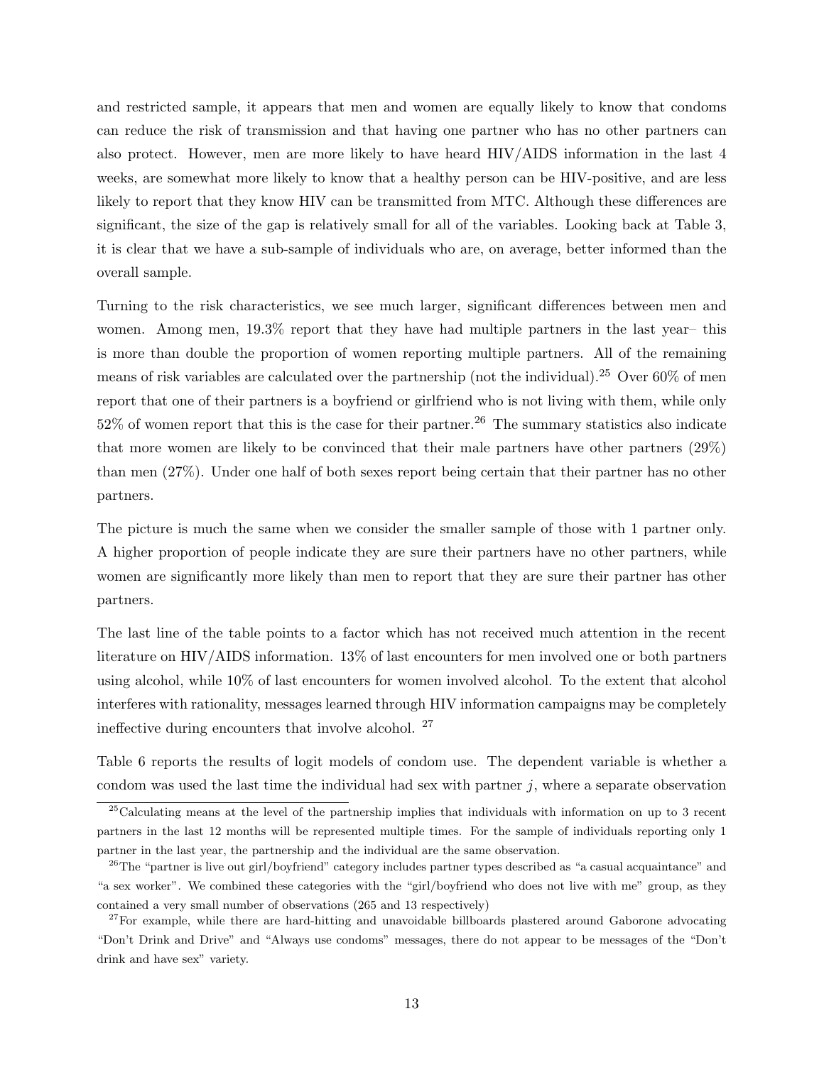and restricted sample, it appears that men and women are equally likely to know that condoms can reduce the risk of transmission and that having one partner who has no other partners can also protect. However, men are more likely to have heard HIV/AIDS information in the last 4 weeks, are somewhat more likely to know that a healthy person can be HIV-positive, and are less likely to report that they know HIV can be transmitted from MTC. Although these differences are significant, the size of the gap is relatively small for all of the variables. Looking back at Table 3, it is clear that we have a sub-sample of individuals who are, on average, better informed than the overall sample.

Turning to the risk characteristics, we see much larger, significant differences between men and women. Among men, 19.3% report that they have had multiple partners in the last year– this is more than double the proportion of women reporting multiple partners. All of the remaining means of risk variables are calculated over the partnership (not the individual).[25] Over 60% of men report that one of their partners is a boyfriend or girlfriend who is not living with them, while only 52% of women report that this is the case for their partner.[26] The summary statistics also indicate that more women are likely to be convinced that their male partners have other partners (29%) than men (27%). Under one half of both sexes report being certain that their partner has no other partners.

The picture is much the same when we consider the smaller sample of those with 1 partner only. A higher proportion of people indicate they are sure their partners have no other partners, while women are significantly more likely than men to report that they are sure their partner has other partners.

The last line of the table points to a factor which has not received much attention in the recent literature on HIV/AIDS information. 13% of last encounters for men involved one or both partners using alcohol, while 10% of last encounters for women involved alcohol. To the extent that alcohol interferes with rationality, messages learned through HIV information campaigns may be completely ineffective during encounters that involve alcohol. [27]

Table 6 reports the results of logit models of condom use. The dependent variable is whether a condom was used the last time the individual had sex with partner $j$, where a separate observation

[25] Calculating means at the level of the partnership implies that individuals with information on up to 3 recent partners in the last 12 months will be represented multiple times. For the sample of individuals reporting only 1 partner in the last year, the partnership and the individual are the same observation.

[26] The "partner is live out girl/boyfriend" category includes partner types described as "a casual acquaintance" and "a sex worker". We combined these categories with the "girl/boyfriend who does not live with me" group, as they contained a very small number of observations (265 and 13 respectively)

[27] For example, while there are hard-hitting and unavoidable billboards plastered around Gaborone advocating "Don't Drink and Drive" and "Always use condoms" messages, there do not appear to be messages of the "Don't drink and have sex" variety.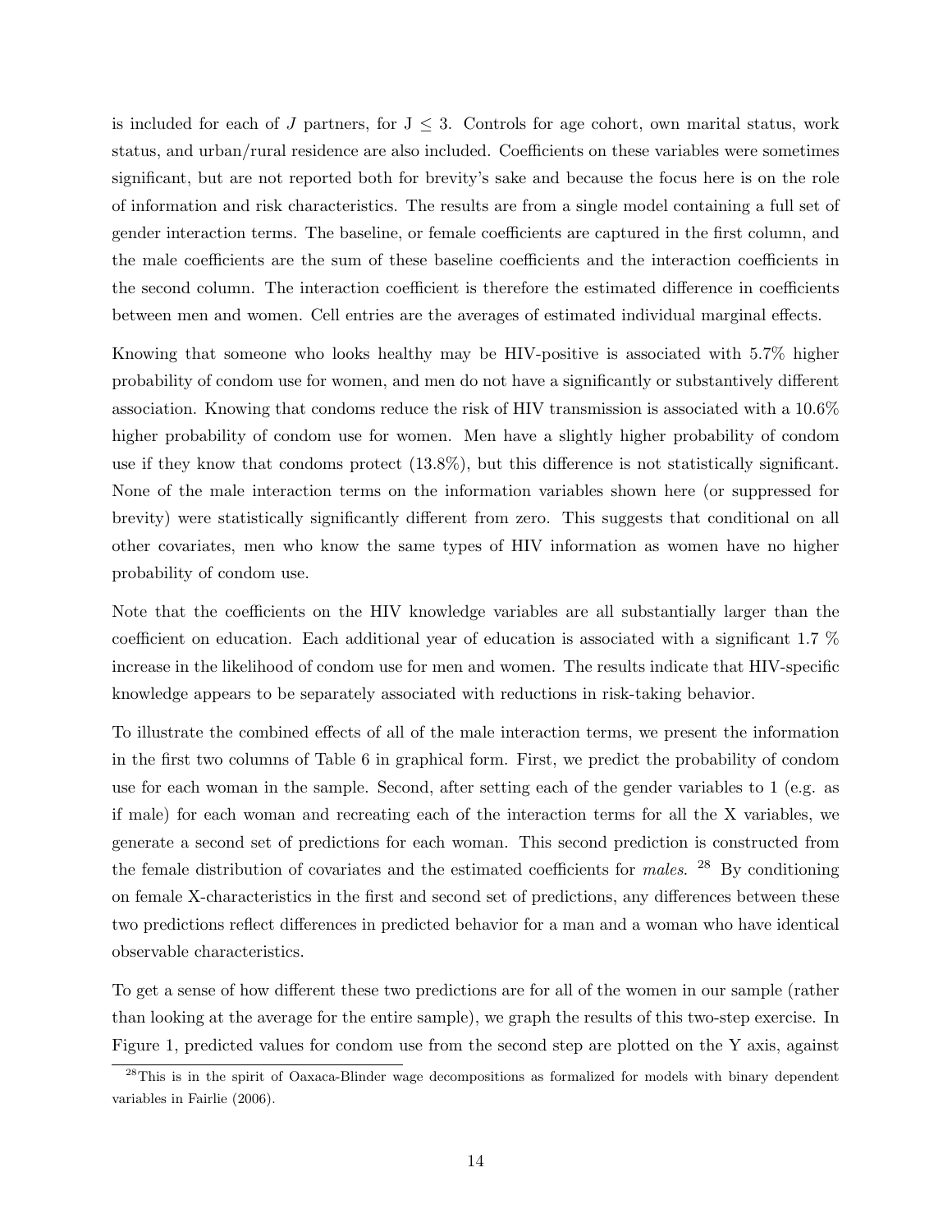is included for each of $J$ partners, for $J \leq 3$. Controls for age cohort, own marital status, work status, and urban/rural residence are also included. Coefficients on these variables were sometimes significant, but are not reported both for brevity's sake and because the focus here is on the role of information and risk characteristics. The results are from a single model containing a full set of gender interaction terms. The baseline, or female coefficients are captured in the first column, and the male coefficients are the sum of these baseline coefficients and the interaction coefficients in the second column. The interaction coefficient is therefore the estimated difference in coefficients between men and women. Cell entries are the averages of estimated individual marginal effects.

Knowing that someone who looks healthy may be HIV-positive is associated with 5.7% higher probability of condom use for women, and men do not have a significantly or substantively different association. Knowing that condoms reduce the risk of HIV transmission is associated with a 10.6% higher probability of condom use for women. Men have a slightly higher probability of condom use if they know that condoms protect (13.8%), but this difference is not statistically significant. None of the male interaction terms on the information variables shown here (or suppressed for brevity) were statistically significantly different from zero. This suggests that conditional on all other covariates, men who know the same types of HIV information as women have no higher probability of condom use.

Note that the coefficients on the HIV knowledge variables are all substantially larger than the coefficient on education. Each additional year of education is associated with a significant 1.7 % increase in the likelihood of condom use for men and women. The results indicate that HIV-specific knowledge appears to be separately associated with reductions in risk-taking behavior.

To illustrate the combined effects of all of the male interaction terms, we present the information in the first two columns of Table 6 in graphical form. First, we predict the probability of condom use for each woman in the sample. Second, after setting each of the gender variables to 1 (e.g. as if male) for each woman and recreating each of the interaction terms for all the X variables, we generate a second set of predictions for each woman. This second prediction is constructed from the female distribution of covariates and the estimated coefficients for *males*. [28] By conditioning on female X-characteristics in the first and second set of predictions, any differences between these two predictions reflect differences in predicted behavior for a man and a woman who have identical observable characteristics.

To get a sense of how different these two predictions are for all of the women in our sample (rather than looking at the average for the entire sample), we graph the results of this two-step exercise. In Figure 1, predicted values for condom use from the second step are plotted on the Y axis, against

[28] This is in the spirit of Oaxaca-Blinder wage decompositions as formalized for models with binary dependent variables in Fairlie (2006).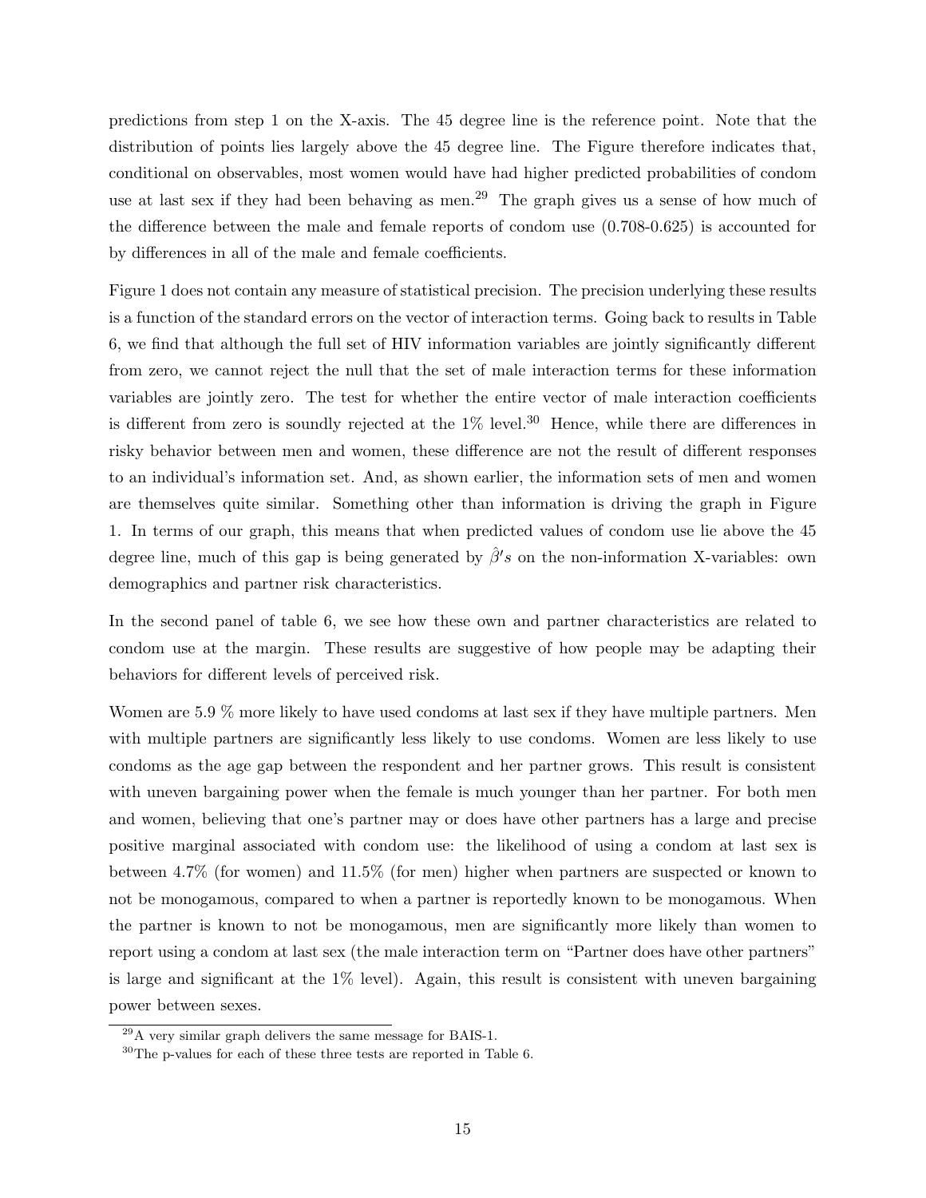predictions from step 1 on the X-axis. The 45 degree line is the reference point. Note that the distribution of points lies largely above the 45 degree line. The Figure therefore indicates that, conditional on observables, most women would have had higher predicted probabilities of condom use at last sex if they had been behaving as men.[29] The graph gives us a sense of how much of the difference between the male and female reports of condom use (0.708-0.625) is accounted for by differences in all of the male and female coefficients.

Figure 1 does not contain any measure of statistical precision. The precision underlying these results is a function of the standard errors on the vector of interaction terms. Going back to results in Table 6, we find that although the full set of HIV information variables are jointly significantly different from zero, we cannot reject the null that the set of male interaction terms for these information variables are jointly zero. The test for whether the entire vector of male interaction coefficients is different from zero is soundly rejected at the 1% level.[30] Hence, while there are differences in risky behavior between men and women, these difference are not the result of different responses to an individual's information set. And, as shown earlier, the information sets of men and women are themselves quite similar. Something other than information is driving the graph in Figure 1. In terms of our graph, this means that when predicted values of condom use lie above the 45 degree line, much of this gap is being generated by $\hat{\beta}'s$ on the non-information X-variables: own demographics and partner risk characteristics.

In the second panel of table 6, we see how these own and partner characteristics are related to condom use at the margin. These results are suggestive of how people may be adapting their behaviors for different levels of perceived risk.

Women are 5.9 % more likely to have used condoms at last sex if they have multiple partners. Men with multiple partners are significantly less likely to use condoms. Women are less likely to use condoms as the age gap between the respondent and her partner grows. This result is consistent with uneven bargaining power when the female is much younger than her partner. For both men and women, believing that one's partner may or does have other partners has a large and precise positive marginal associated with condom use: the likelihood of using a condom at last sex is between 4.7% (for women) and 11.5% (for men) higher when partners are suspected or known to not be monogamous, compared to when a partner is reportedly known to be monogamous. When the partner is known to not be monogamous, men are significantly more likely than women to report using a condom at last sex (the male interaction term on "Partner does have other partners" is large and significant at the 1% level). Again, this result is consistent with uneven bargaining power between sexes.

[29] A very similar graph delivers the same message for BAIS-1.

[30] The p-values for each of these three tests are reported in Table 6.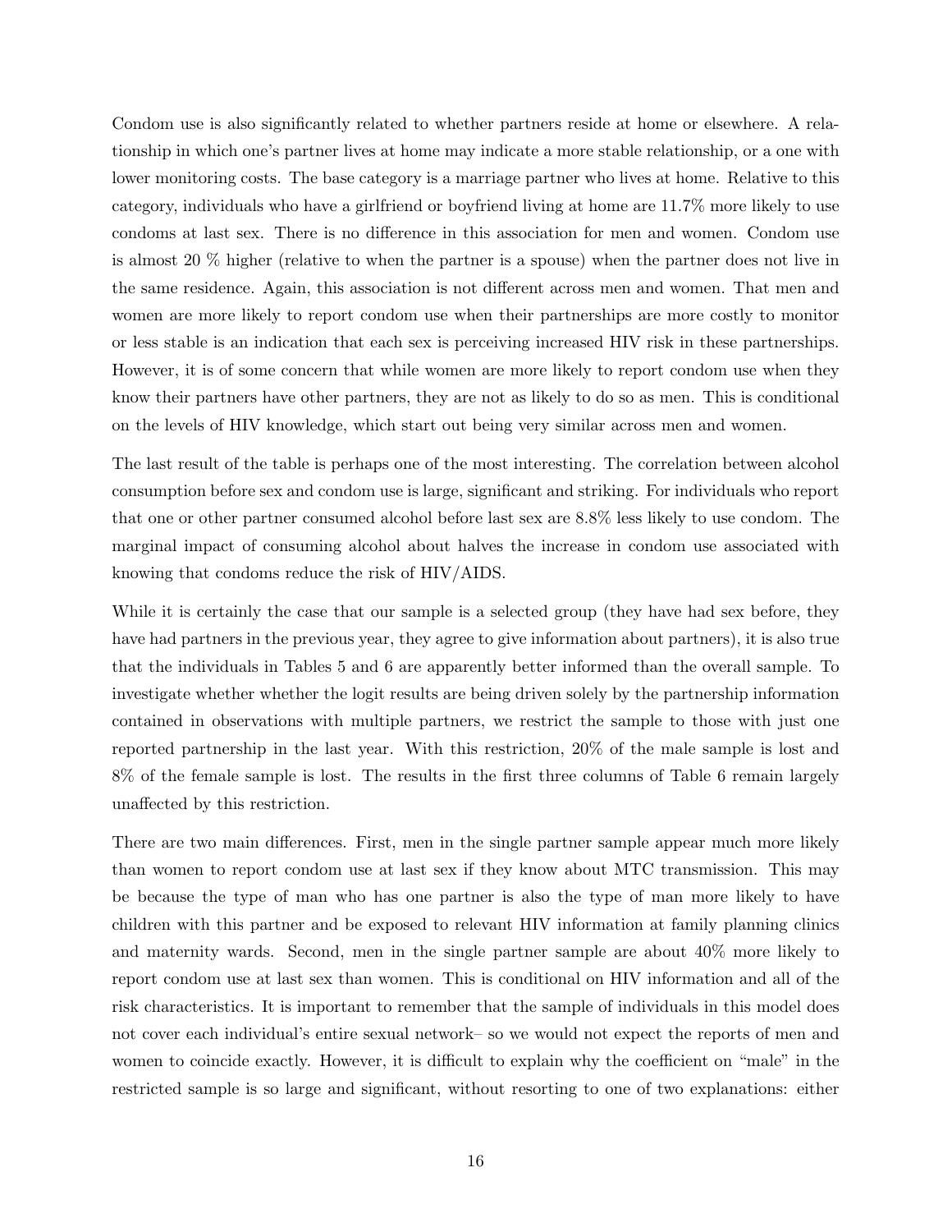Condom use is also significantly related to whether partners reside at home or elsewhere. A relationship in which one's partner lives at home may indicate a more stable relationship, or a one with lower monitoring costs. The base category is a marriage partner who lives at home. Relative to this category, individuals who have a girlfriend or boyfriend living at home are 11.7% more likely to use condoms at last sex. There is no difference in this association for men and women. Condom use is almost 20 % higher (relative to when the partner is a spouse) when the partner does not live in the same residence. Again, this association is not different across men and women. That men and women are more likely to report condom use when their partnerships are more costly to monitor or less stable is an indication that each sex is perceiving increased HIV risk in these partnerships. However, it is of some concern that while women are more likely to report condom use when they know their partners have other partners, they are not as likely to do so as men. This is conditional on the levels of HIV knowledge, which start out being very similar across men and women.

The last result of the table is perhaps one of the most interesting. The correlation between alcohol consumption before sex and condom use is large, significant and striking. For individuals who report that one or other partner consumed alcohol before last sex are 8.8% less likely to use condom. The marginal impact of consuming alcohol about halves the increase in condom use associated with knowing that condoms reduce the risk of HIV/AIDS.

While it is certainly the case that our sample is a selected group (they have had sex before, they have had partners in the previous year, they agree to give information about partners), it is also true that the individuals in Tables 5 and 6 are apparently better informed than the overall sample. To investigate whether whether the logit results are being driven solely by the partnership information contained in observations with multiple partners, we restrict the sample to those with just one reported partnership in the last year. With this restriction, 20% of the male sample is lost and 8% of the female sample is lost. The results in the first three columns of Table 6 remain largely unaffected by this restriction.

There are two main differences. First, men in the single partner sample appear much more likely than women to report condom use at last sex if they know about MTC transmission. This may be because the type of man who has one partner is also the type of man more likely to have children with this partner and be exposed to relevant HIV information at family planning clinics and maternity wards. Second, men in the single partner sample are about 40% more likely to report condom use at last sex than women. This is conditional on HIV information and all of the risk characteristics. It is important to remember that the sample of individuals in this model does not cover each individual's entire sexual network– so we would not expect the reports of men and women to coincide exactly. However, it is difficult to explain why the coefficient on "male" in the restricted sample is so large and significant, without resorting to one of two explanations: either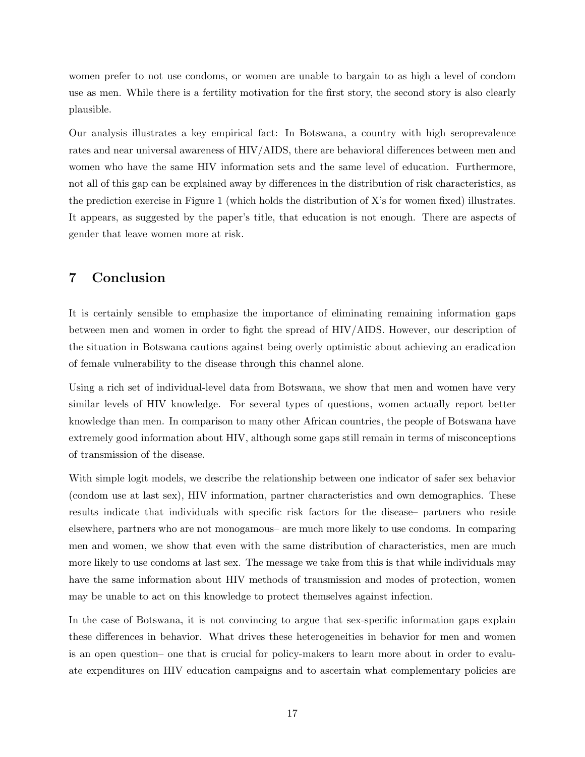women prefer to not use condoms, or women are unable to bargain to as high a level of condom use as men. While there is a fertility motivation for the first story, the second story is also clearly plausible.

Our analysis illustrates a key empirical fact: In Botswana, a country with high seroprevalence rates and near universal awareness of HIV/AIDS, there are behavioral differences between men and women who have the same HIV information sets and the same level of education. Furthermore, not all of this gap can be explained away by differences in the distribution of risk characteristics, as the prediction exercise in Figure 1 (which holds the distribution of X's for women fixed) illustrates. It appears, as suggested by the paper's title, that education is not enough. There are aspects of gender that leave women more at risk.

# 7 Conclusion

It is certainly sensible to emphasize the importance of eliminating remaining information gaps between men and women in order to fight the spread of HIV/AIDS. However, our description of the situation in Botswana cautions against being overly optimistic about achieving an eradication of female vulnerability to the disease through this channel alone.

Using a rich set of individual-level data from Botswana, we show that men and women have very similar levels of HIV knowledge. For several types of questions, women actually report better knowledge than men. In comparison to many other African countries, the people of Botswana have extremely good information about HIV, although some gaps still remain in terms of misconceptions of transmission of the disease.

With simple logit models, we describe the relationship between one indicator of safer sex behavior (condom use at last sex), HIV information, partner characteristics and own demographics. These results indicate that individuals with specific risk factors for the disease– partners who reside elsewhere, partners who are not monogamous– are much more likely to use condoms. In comparing men and women, we show that even with the same distribution of characteristics, men are much more likely to use condoms at last sex. The message we take from this is that while individuals may have the same information about HIV methods of transmission and modes of protection, women may be unable to act on this knowledge to protect themselves against infection.

In the case of Botswana, it is not convincing to argue that sex-specific information gaps explain these differences in behavior. What drives these heterogeneities in behavior for men and women is an open question– one that is crucial for policy-makers to learn more about in order to evaluate expenditures on HIV education campaigns and to ascertain what complementary policies are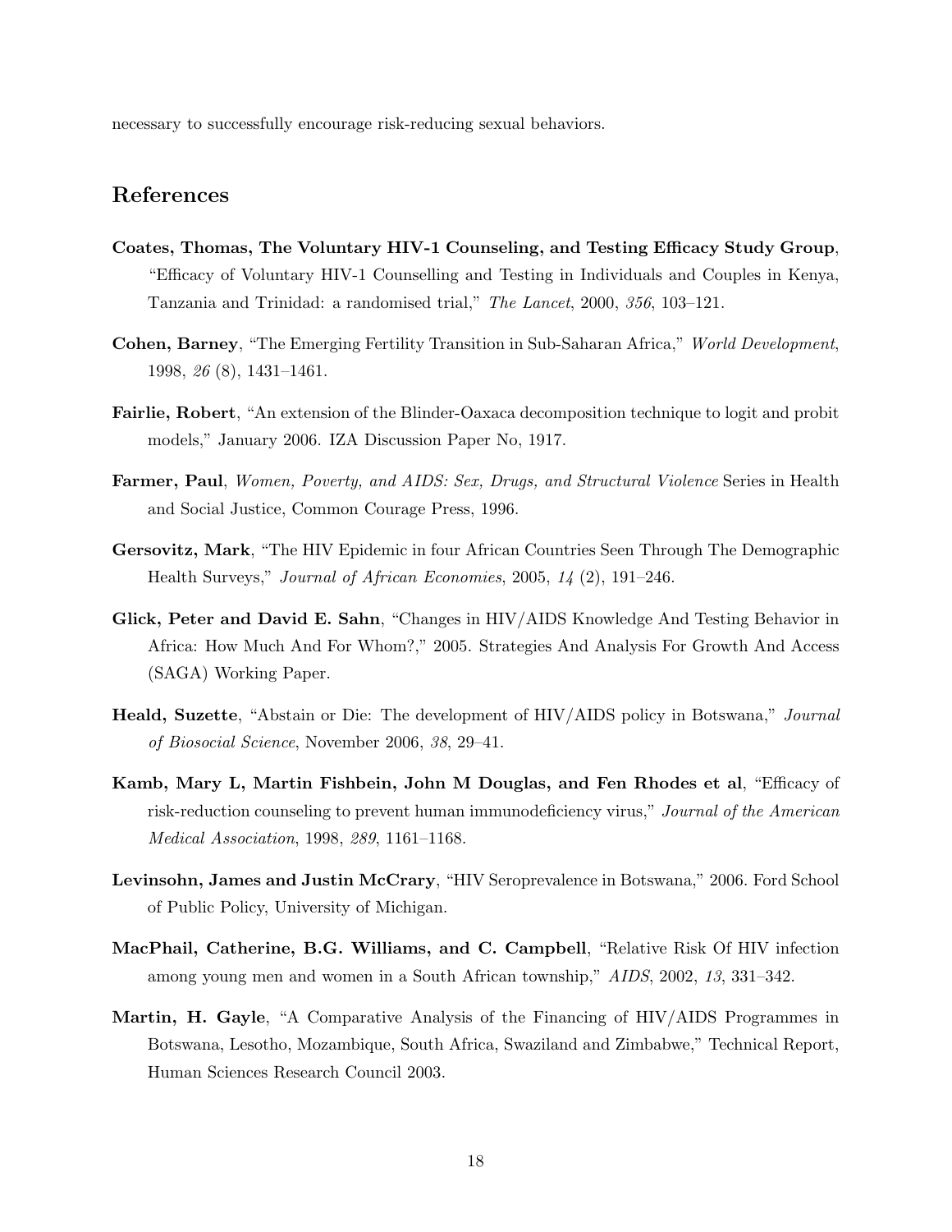necessary to successfully encourage risk-reducing sexual behaviors.

## References

**Coates, Thomas, The Voluntary HIV-1 Counseling, and Testing Efficacy Study Group**, "Efficacy of Voluntary HIV-1 Counselling and Testing in Individuals and Couples in Kenya, Tanzania and Trinidad: a randomised trial," *The Lancet*, 2000, *356*, 103–121.

**Cohen, Barney**, "The Emerging Fertility Transition in Sub-Saharan Africa," *World Development*, 1998, *26* (8), 1431–1461.

**Fairlie, Robert**, "An extension of the Blinder-Oaxaca decomposition technique to logit and probit models," January 2006. IZA Discussion Paper No, 1917.

**Farmer, Paul**, *Women, Poverty, and AIDS: Sex, Drugs, and Structural Violence* Series in Health and Social Justice, Common Courage Press, 1996.

**Gersovitz, Mark**, "The HIV Epidemic in four African Countries Seen Through The Demographic Health Surveys," *Journal of African Economies*, 2005, *14* (2), 191–246.

**Glick, Peter and David E. Sahn**, "Changes in HIV/AIDS Knowledge And Testing Behavior in Africa: How Much And For Whom?," 2005. Strategies And Analysis For Growth And Access (SAGA) Working Paper.

**Heald, Suzette**, "Abstain or Die: The development of HIV/AIDS policy in Botswana," *Journal of Biosocial Science*, November 2006, *38*, 29–41.

**Kamb, Mary L, Martin Fishbein, John M Douglas, and Fen Rhodes et al**, "Efficacy of risk-reduction counseling to prevent human immunodeficiency virus," *Journal of the American Medical Association*, 1998, *289*, 1161–1168.

**Levinsohn, James and Justin McCrary**, "HIV Seroprevalence in Botswana," 2006. Ford School of Public Policy, University of Michigan.

**MacPhail, Catherine, B.G. Williams, and C. Campbell**, "Relative Risk Of HIV infection among young men and women in a South African township," *AIDS*, 2002, *13*, 331–342.

**Martin, H. Gayle**, "A Comparative Analysis of the Financing of HIV/AIDS Programmes in Botswana, Lesotho, Mozambique, South Africa, Swaziland and Zimbabwe," Technical Report, Human Sciences Research Council 2003.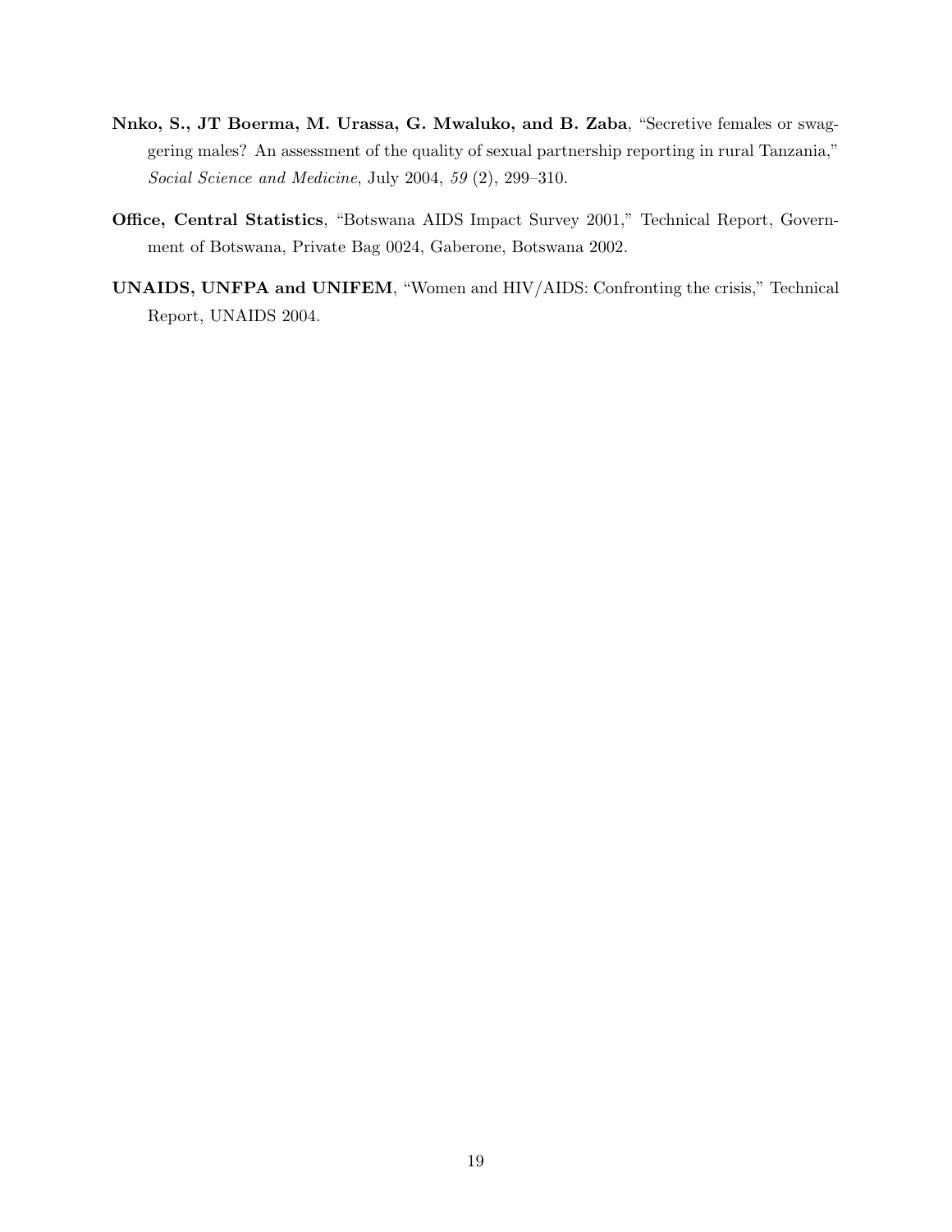**Nnko, S., JT Boerma, M. Urassa, G. Mwaluko, and B. Zaba**, "Secretive females or swaggering males? An assessment of the quality of sexual partnership reporting in rural Tanzania," *Social Science and Medicine*, July 2004, *59* (2), 299–310.

**Office, Central Statistics**, "Botswana AIDS Impact Survey 2001," Technical Report, Government of Botswana, Private Bag 0024, Gaberone, Botswana 2002.

**UNAIDS, UNFPA and UNIFEM**, "Women and HIV/AIDS: Confronting the crisis," Technical Report, UNAIDS 2004.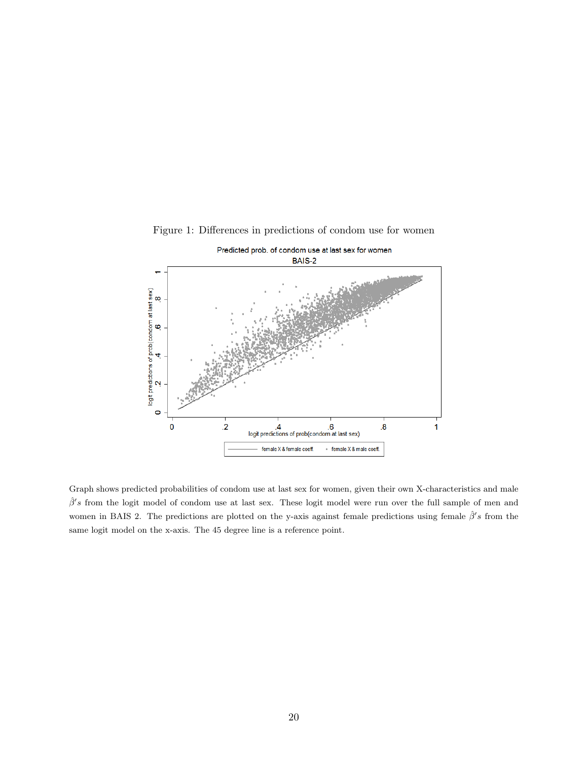Figure 1: Differences in predictions of condom use for women

Graph shows predicted probabilities of condom use at last sex for women, given their own X-characteristics and male $\hat{\beta}'s$ from the logit model of condom use at last sex. These logit model were run over the full sample of men and women in BAIS 2. The predictions are plotted on the y-axis against female predictions using female $\hat{\beta}'s$ from the same logit model on the x-axis. The 45 degree line is a reference point.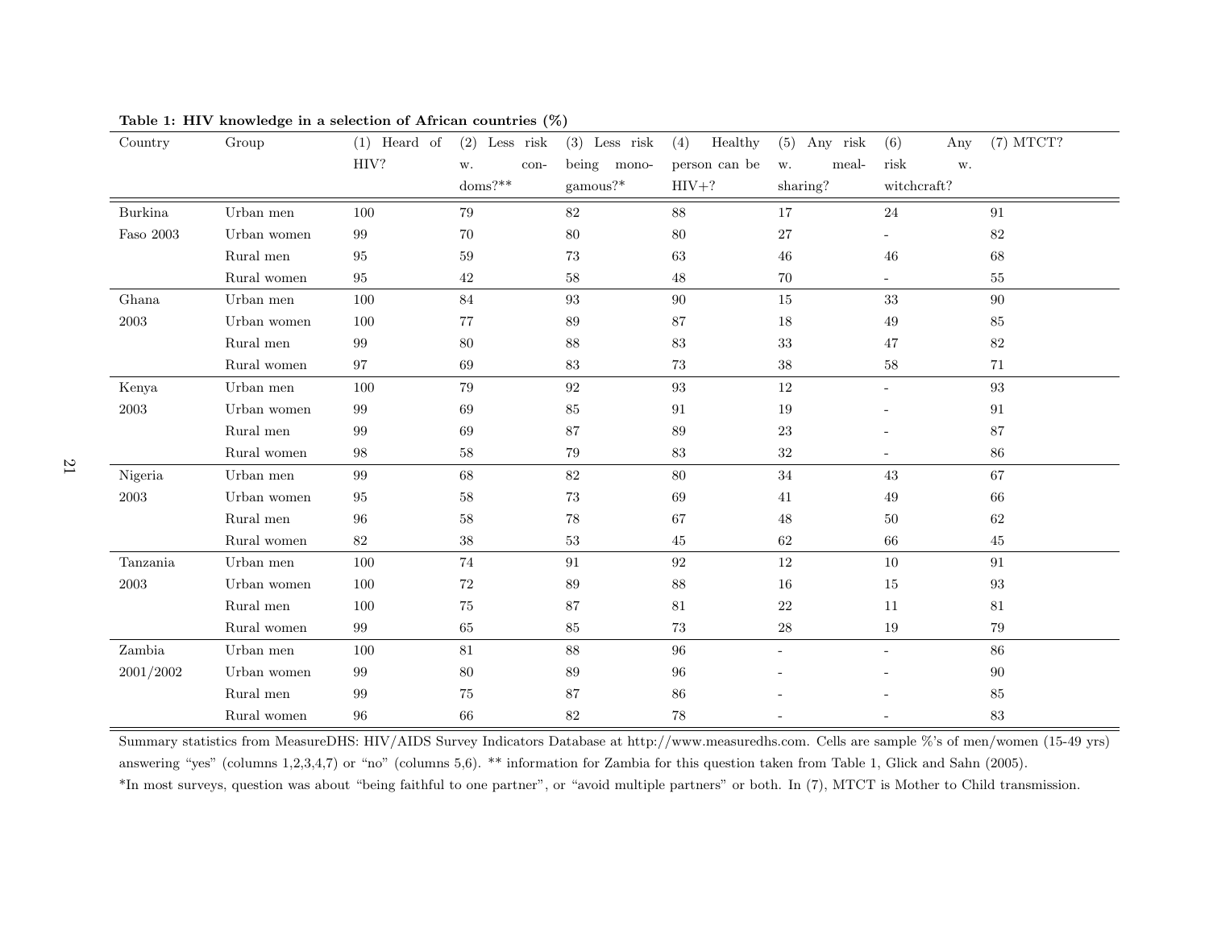**Table 1: HIV knowledge in a selection of African countries (%)**

| Country | Group | (1) Heard of HIV? | (2) Less risk w. condoms?** | (3) Less risk being monogamous?* | (4) Healthy person can be HIV+? | (5) Any risk w. meal-sharing? | (6) Any risk w. witchcraft? | (7) MTCT? |
|---|---|---|---|---|---|---|---|---|
| Burkina Faso 2003 | Urban men | 100 | 79 | 82 | 88 | 17 | 24 | 91 |
| | Urban women | 99 | 70 | 80 | 80 | 27 | - | 82 |
| | Rural men | 95 | 59 | 73 | 63 | 46 | 46 | 68 |
| | Rural women | 95 | 42 | 58 | 48 | 70 | - | 55 |
| Ghana 2003 | Urban men | 100 | 84 | 93 | 90 | 15 | 33 | 90 |
| | Urban women | 100 | 77 | 89 | 87 | 18 | 49 | 85 |
| | Rural men | 99 | 80 | 88 | 83 | 33 | 47 | 82 |
| | Rural women | 97 | 69 | 83 | 73 | 38 | 58 | 71 |
| Kenya 2003 | Urban men | 100 | 79 | 92 | 93 | 12 | - | 93 |
| | Urban women | 99 | 69 | 85 | 91 | 19 | - | 91 |
| | Rural men | 99 | 69 | 87 | 89 | 23 | - | 87 |
| | Rural women | 98 | 58 | 79 | 83 | 32 | - | 86 |
| Nigeria 2003 | Urban men | 99 | 68 | 82 | 80 | 34 | 43 | 67 |
| | Urban women | 95 | 58 | 73 | 69 | 41 | 49 | 66 |
| | Rural men | 96 | 58 | 78 | 67 | 48 | 50 | 62 |
| | Rural women | 82 | 38 | 53 | 45 | 62 | 66 | 45 |
| Tanzania 2003 | Urban men | 100 | 74 | 91 | 92 | 12 | 10 | 91 |
| | Urban women | 100 | 72 | 89 | 88 | 16 | 15 | 93 |
| | Rural men | 100 | 75 | 87 | 81 | 22 | 11 | 81 |
| | Rural women | 99 | 65 | 85 | 73 | 28 | 19 | 79 |
| Zambia 2001/2002 | Urban men | 100 | 81 | 88 | 96 | - | - | 86 |
| | Urban women | 99 | 80 | 89 | 96 | - | - | 90 |
| | Rural men | 99 | 75 | 87 | 86 | - | - | 85 |
| | Rural women | 96 | 66 | 82 | 78 | - | - | 83 |

Summary statistics from MeasureDHS: HIV/AIDS Survey Indicators Database at http://www.measuredhs.com. Cells are sample %'s of men/women (15-49 yrs) answering "yes" (columns 1,2,3,4,7) or "no" (columns 5,6). ** information for Zambia for this question taken from Table 1, Glick and Sahn (2005).

*In most surveys, question was about "being faithful to one partner", or "avoid multiple partners" or both. In (7), MTCT is Mother to Child transmission.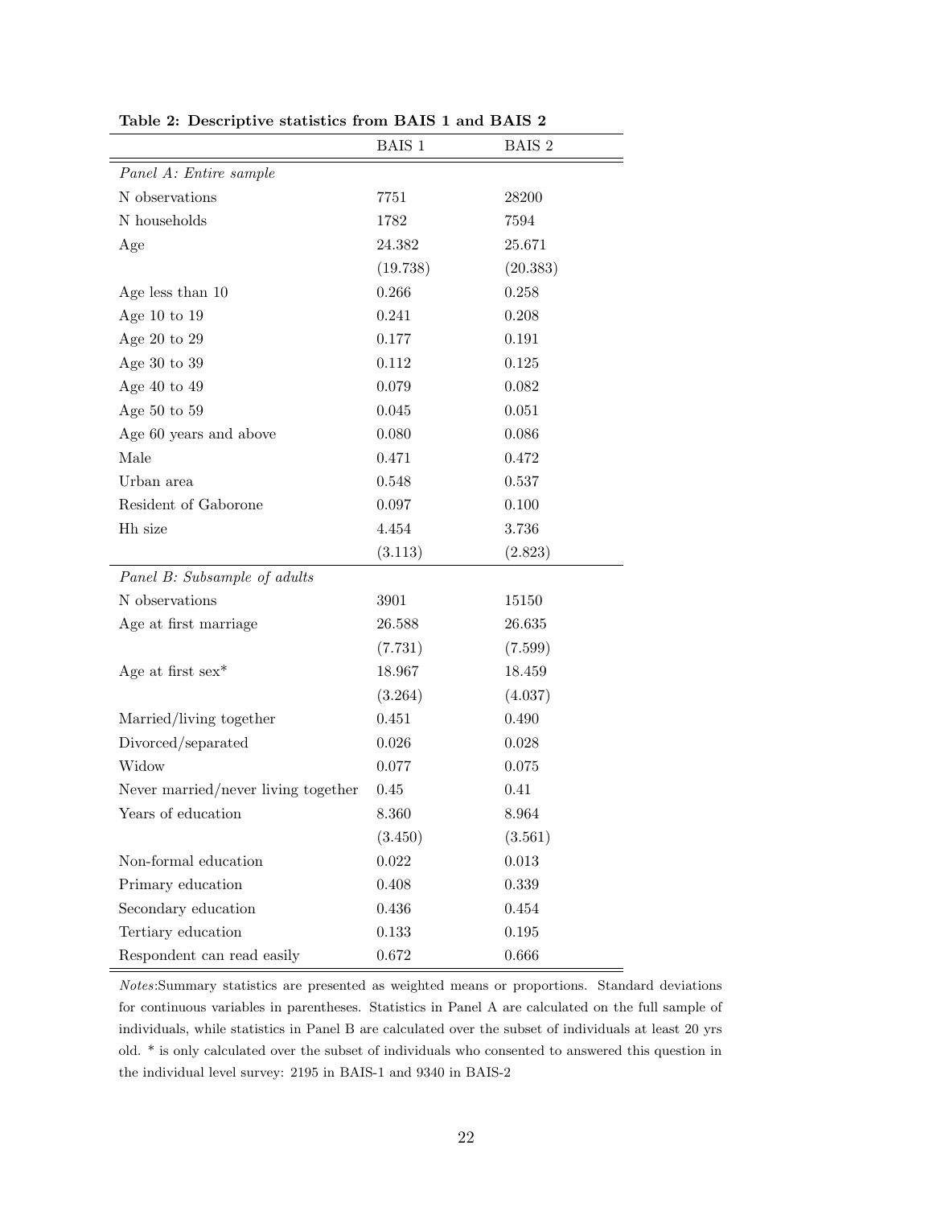**Table 2: Descriptive statistics from BAIS 1 and BAIS 2**

| | BAIS 1 | BAIS 2 |
|---|---|---|
| *Panel A: Entire sample* | | |
| N observations | 7751 | 28200 |
| N households | 1782 | 7594 |
| Age | 24.382 | 25.671 |
| | (19.738) | (20.383) |
| Age less than 10 | 0.266 | 0.258 |
| Age 10 to 19 | 0.241 | 0.208 |
| Age 20 to 29 | 0.177 | 0.191 |
| Age 30 to 39 | 0.112 | 0.125 |
| Age 40 to 49 | 0.079 | 0.082 |
| Age 50 to 59 | 0.045 | 0.051 |
| Age 60 years and above | 0.080 | 0.086 |
| Male | 0.471 | 0.472 |
| Urban area | 0.548 | 0.537 |
| Resident of Gaborone | 0.097 | 0.100 |
| Hh size | 4.454 | 3.736 |
| | (3.113) | (2.823) |
| *Panel B: Subsample of adults* | | |
| N observations | 3901 | 15150 |
| Age at first marriage | 26.588 | 26.635 |
| | (7.731) | (7.599) |
| Age at first sex* | 18.967 | 18.459 |
| | (3.264) | (4.037) |
| Married/living together | 0.451 | 0.490 |
| Divorced/separated | 0.026 | 0.028 |
| Widow | 0.077 | 0.075 |
| Never married/never living together | 0.45 | 0.41 |
| Years of education | 8.360 | 8.964 |
| | (3.450) | (3.561) |
| Non-formal education | 0.022 | 0.013 |
| Primary education | 0.408 | 0.339 |
| Secondary education | 0.436 | 0.454 |
| Tertiary education | 0.133 | 0.195 |
| Respondent can read easily | 0.672 | 0.666 |

*Notes*:Summary statistics are presented as weighted means or proportions. Standard deviations for continuous variables in parentheses. Statistics in Panel A are calculated on the full sample of individuals, while statistics in Panel B are calculated over the subset of individuals at least 20 yrs old. * is only calculated over the subset of individuals who consented to answered this question in the individual level survey: 2195 in BAIS-1 and 9340 in BAIS-2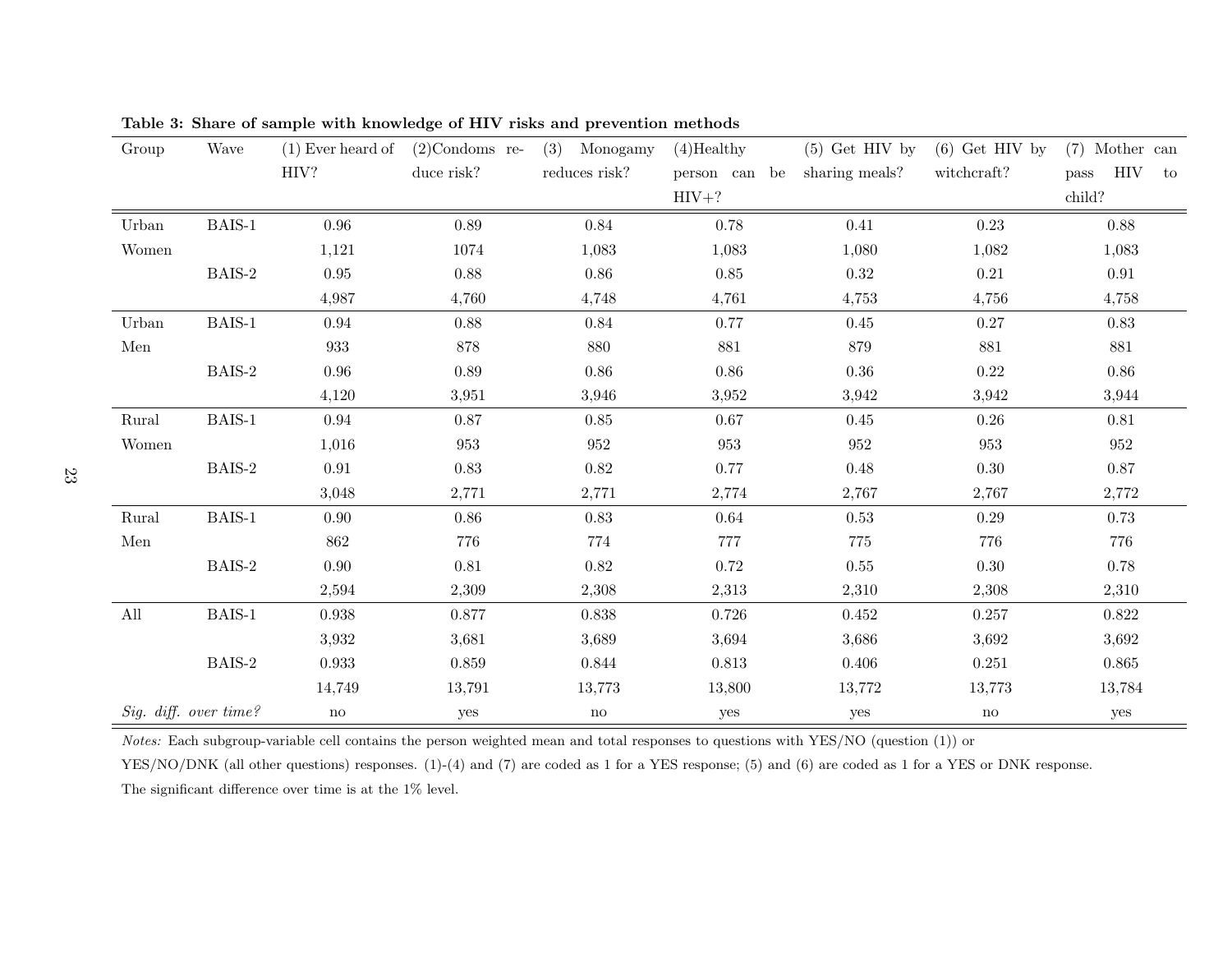**Table 3: Share of sample with knowledge of HIV risks and prevention methods**

| Group | Wave | (1) Ever heard of HIV? | (2)Condoms reduce risk? | (3) Monogamy reduces risk? | (4)Healthy person can be HIV+? | (5) Get HIV by sharing meals? | (6) Get HIV by witchcraft? | (7) Mother can pass HIV to child? |
|---|---|---|---|---|---|---|---|---|
| Urban Women | BAIS-1 | 0.96 | 0.89 | 0.84 | 0.78 | 0.41 | 0.23 | 0.88 |
| | | 1,121 | 1074 | 1,083 | 1,083 | 1,080 | 1,082 | 1,083 |
| | BAIS-2 | 0.95 | 0.88 | 0.86 | 0.85 | 0.32 | 0.21 | 0.91 |
| | | 4,987 | 4,760 | 4,748 | 4,761 | 4,753 | 4,756 | 4,758 |
| Urban Men | BAIS-1 | 0.94 | 0.88 | 0.84 | 0.77 | 0.45 | 0.27 | 0.83 |
| | | 933 | 878 | 880 | 881 | 879 | 881 | 881 |
| | BAIS-2 | 0.96 | 0.89 | 0.86 | 0.86 | 0.36 | 0.22 | 0.86 |
| | | 4,120 | 3,951 | 3,946 | 3,952 | 3,942 | 3,942 | 3,944 |
| Rural Women | BAIS-1 | 0.94 | 0.87 | 0.85 | 0.67 | 0.45 | 0.26 | 0.81 |
| | | 1,016 | 953 | 952 | 953 | 952 | 953 | 952 |
| | BAIS-2 | 0.91 | 0.83 | 0.82 | 0.77 | 0.48 | 0.30 | 0.87 |
| | | 3,048 | 2,771 | 2,771 | 2,774 | 2,767 | 2,767 | 2,772 |
| Rural Men | BAIS-1 | 0.90 | 0.86 | 0.83 | 0.64 | 0.53 | 0.29 | 0.73 |
| | | 862 | 776 | 774 | 777 | 775 | 776 | 776 |
| | BAIS-2 | 0.90 | 0.81 | 0.82 | 0.72 | 0.55 | 0.30 | 0.78 |
| | | 2,594 | 2,309 | 2,308 | 2,313 | 2,310 | 2,308 | 2,310 |
| All | BAIS-1 | 0.938 | 0.877 | 0.838 | 0.726 | 0.452 | 0.257 | 0.822 |
| | | 3,932 | 3,681 | 3,689 | 3,694 | 3,686 | 3,692 | 3,692 |
| | BAIS-2 | 0.933 | 0.859 | 0.844 | 0.813 | 0.406 | 0.251 | 0.865 |
| | | 14,749 | 13,791 | 13,773 | 13,800 | 13,772 | 13,773 | 13,784 |
| *Sig. diff. over time?* | | no | yes | no | yes | yes | no | yes |

*Notes:* Each subgroup-variable cell contains the person weighted mean and total responses to questions with YES/NO (question (1)) or YES/NO/DNK (all other questions) responses. (1)-(4) and (7) are coded as 1 for a YES response; (5) and (6) are coded as 1 for a YES or DNK response. The significant difference over time is at the 1% level.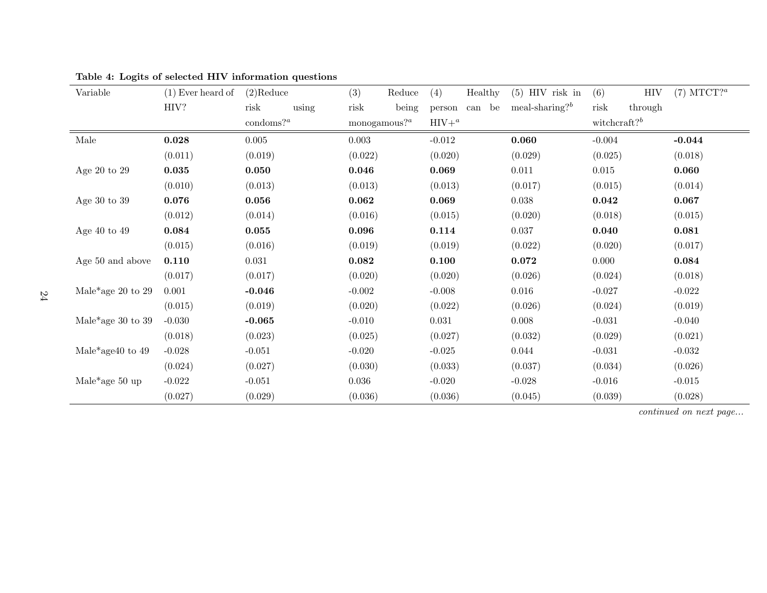**Table 4: Logits of selected HIV information questions**

| Variable | (1) Ever heard of HIV? | (2)Reduce risk using condoms?[a] | (3) Reduce risk being monogamous?[a] | (4) Healthy person can be HIV+[a] | (5) HIV risk in meal-sharing?[b] | (6) HIV risk through witchcraft?[b] | (7) MTCT?[a] |
|---|---|---|---|---|---|---|---|
| Male | **0.028** | 0.005 | 0.003 | -0.012 | **0.060** | -0.004 | **-0.044** |
| | (0.011) | (0.019) | (0.022) | (0.020) | (0.029) | (0.025) | (0.018) |
| Age 20 to 29 | **0.035** | **0.050** | **0.046** | **0.069** | 0.011 | 0.015 | **0.060** |
| | (0.010) | (0.013) | (0.013) | (0.013) | (0.017) | (0.015) | (0.014) |
| Age 30 to 39 | **0.076** | **0.056** | **0.062** | **0.069** | 0.038 | **0.042** | **0.067** |
| | (0.012) | (0.014) | (0.016) | (0.015) | (0.020) | (0.018) | (0.015) |
| Age 40 to 49 | **0.084** | **0.055** | **0.096** | **0.114** | 0.037 | **0.040** | **0.081** |
| | (0.015) | (0.016) | (0.019) | (0.019) | (0.022) | (0.020) | (0.017) |
| Age 50 and above | **0.110** | 0.031 | **0.082** | **0.100** | **0.072** | 0.000 | **0.084** |
| | (0.017) | (0.017) | (0.020) | (0.020) | (0.026) | (0.024) | (0.018) |
| Male*age 20 to 29 | 0.001 | **-0.046** | -0.002 | -0.008 | 0.016 | -0.027 | -0.022 |
| | (0.015) | (0.019) | (0.020) | (0.022) | (0.026) | (0.024) | (0.019) |
| Male*age 30 to 39 | -0.030 | **-0.065** | -0.010 | 0.031 | 0.008 | -0.031 | -0.040 |
| | (0.018) | (0.023) | (0.025) | (0.027) | (0.032) | (0.029) | (0.021) |
| Male*age40 to 49 | -0.028 | -0.051 | -0.020 | -0.025 | 0.044 | -0.031 | -0.032 |
| | (0.024) | (0.027) | (0.030) | (0.033) | (0.037) | (0.034) | (0.026) |
| Male*age 50 up | -0.022 | -0.051 | 0.036 | -0.020 | -0.028 | -0.016 | -0.015 |
| | (0.027) | (0.029) | (0.036) | (0.036) | (0.045) | (0.039) | (0.028) |

*continued on next page...*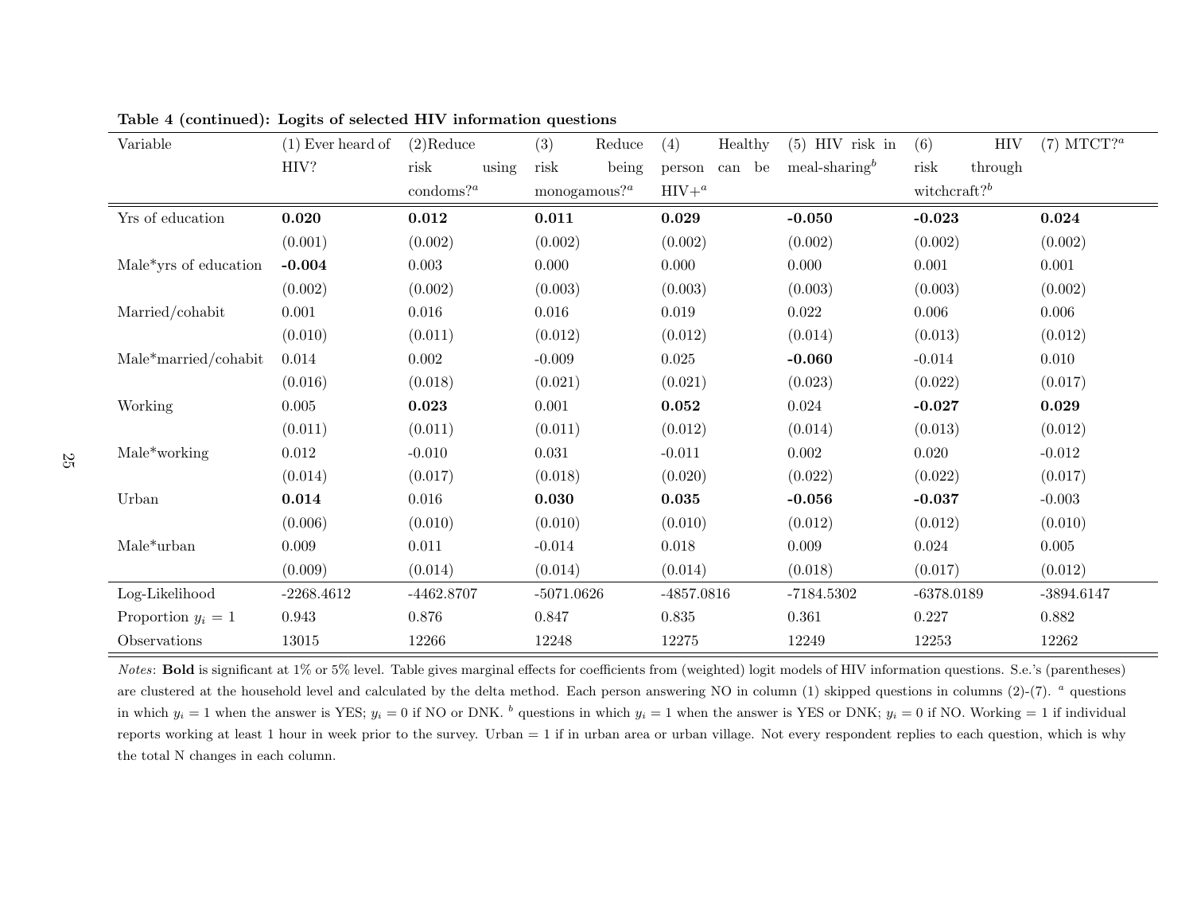**Table 4 (continued): Logits of selected HIV information questions**

| Variable | (1) Ever heard of HIV? | (2)Reduce risk using condoms?[a] | (3) Reduce risk being monogamous?[a] | (4) Healthy person can be HIV+[a] | (5) HIV risk in meal-sharing[b] | (6) HIV risk through witchcraft?[b] | (7) MTCT?[a] |
|---|---|---|---|---|---|---|---|
| Yrs of education | **0.020** | **0.012** | **0.011** | **0.029** | **-0.050** | **-0.023** | **0.024** |
| | (0.001) | (0.002) | (0.002) | (0.002) | (0.002) | (0.002) | (0.002) |
| Male*yrs of education | **-0.004** | 0.003 | 0.000 | 0.000 | 0.000 | 0.001 | 0.001 |
| | (0.002) | (0.002) | (0.003) | (0.003) | (0.003) | (0.003) | (0.002) |
| Married/cohabit | 0.001 | 0.016 | 0.016 | 0.019 | 0.022 | 0.006 | 0.006 |
| | (0.010) | (0.011) | (0.012) | (0.012) | (0.014) | (0.013) | (0.012) |
| Male*married/cohabit | 0.014 | 0.002 | -0.009 | 0.025 | **-0.060** | -0.014 | 0.010 |
| | (0.016) | (0.018) | (0.021) | (0.021) | (0.023) | (0.022) | (0.017) |
| Working | 0.005 | **0.023** | 0.001 | **0.052** | 0.024 | **-0.027** | **0.029** |
| | (0.011) | (0.011) | (0.011) | (0.012) | (0.014) | (0.013) | (0.012) |
| Male*working | 0.012 | -0.010 | 0.031 | -0.011 | 0.002 | 0.020 | -0.012 |
| | (0.014) | (0.017) | (0.018) | (0.020) | (0.022) | (0.022) | (0.017) |
| Urban | **0.014** | 0.016 | **0.030** | **0.035** | **-0.056** | **-0.037** | -0.003 |
| | (0.006) | (0.010) | (0.010) | (0.010) | (0.012) | (0.012) | (0.010) |
| Male*urban | 0.009 | 0.011 | -0.014 | 0.018 | 0.009 | 0.024 | 0.005 |
| | (0.009) | (0.014) | (0.014) | (0.014) | (0.018) | (0.017) | (0.012) |
| Log-Likelihood | -2268.4612 | -4462.8707 | -5071.0626 | -4857.0816 | -7184.5302 | -6378.0189 | -3894.6147 |
| Proportion $y_i = 1$ | 0.943 | 0.876 | 0.847 | 0.835 | 0.361 | 0.227 | 0.882 |
| Observations | 13015 | 12266 | 12248 | 12275 | 12249 | 12253 | 12262 |

*Notes*: **Bold** is significant at 1% or 5% level. Table gives marginal effects for coefficients from (weighted) logit models of HIV information questions. S.e.'s (parentheses) are clustered at the household level and calculated by the delta method. Each person answering NO in column (1) skipped questions in columns (2)-(7). [a] questions in which $y_i = 1$ when the answer is YES; $y_i = 0$ if NO or DNK. [b] questions in which $y_i = 1$ when the answer is YES or DNK; $y_i = 0$ if NO. Working = 1 if individual reports working at least 1 hour in week prior to the survey. Urban = 1 if in urban area or urban village. Not every respondent replies to each question, which is why the total N changes in each column.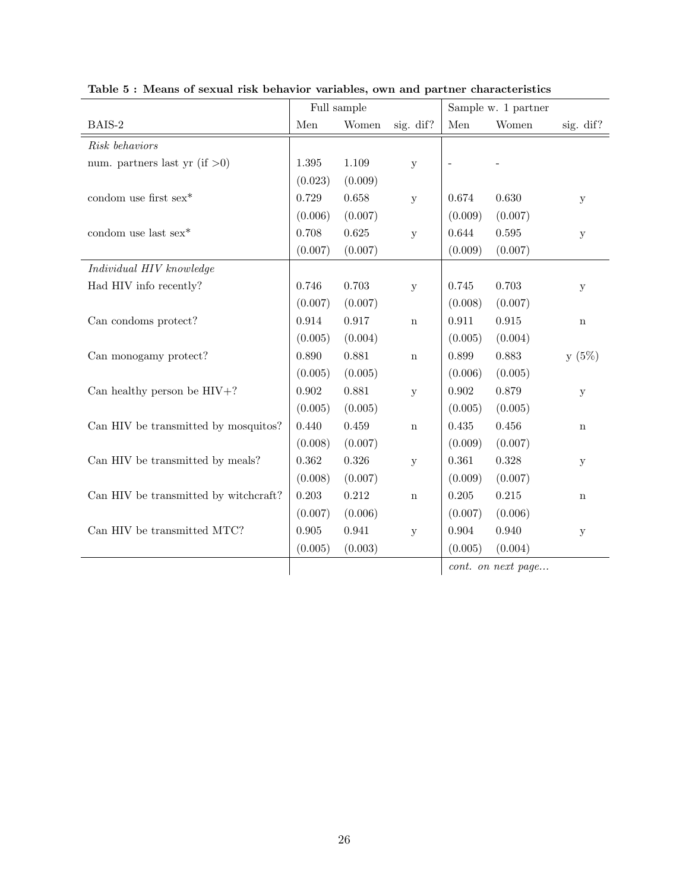**Table 5 : Means of sexual risk behavior variables, own and partner characteristics**

| | Full sample | | | Sample w. 1 partner | | |
|---|---|---|---|---|---|---|
| BAIS-2 | Men | Women | sig. dif? | Men | Women | sig. dif? |
| *Risk behaviors* | | | | | | |
| num. partners last yr (if >0) | 1.395 | 1.109 | y | - | - | |
| | (0.023) | (0.009) | | | | |
| condom use first sex* | 0.729 | 0.658 | y | 0.674 | 0.630 | y |
| | (0.006) | (0.007) | | (0.009) | (0.007) | |
| condom use last sex* | 0.708 | 0.625 | y | 0.644 | 0.595 | y |
| | (0.007) | (0.007) | | (0.009) | (0.007) | |
| *Individual HIV knowledge* | | | | | | |
| Had HIV info recently? | 0.746 | 0.703 | y | 0.745 | 0.703 | y |
| | (0.007) | (0.007) | | (0.008) | (0.007) | |
| Can condoms protect? | 0.914 | 0.917 | n | 0.911 | 0.915 | n |
| | (0.005) | (0.004) | | (0.005) | (0.004) | |
| Can monogamy protect? | 0.890 | 0.881 | n | 0.899 | 0.883 | y (5%) |
| | (0.005) | (0.005) | | (0.006) | (0.005) | |
| Can healthy person be HIV+? | 0.902 | 0.881 | y | 0.902 | 0.879 | y |
| | (0.005) | (0.005) | | (0.005) | (0.005) | |
| Can HIV be transmitted by mosquitos? | 0.440 | 0.459 | n | 0.435 | 0.456 | n |
| | (0.008) | (0.007) | | (0.009) | (0.007) | |
| Can HIV be transmitted by meals? | 0.362 | 0.326 | y | 0.361 | 0.328 | y |
| | (0.008) | (0.007) | | (0.009) | (0.007) | |
| Can HIV be transmitted by witchcraft? | 0.203 | 0.212 | n | 0.205 | 0.215 | n |
| | (0.007) | (0.006) | | (0.007) | (0.006) | |
| Can HIV be transmitted MTC? | 0.905 | 0.941 | y | 0.904 | 0.940 | y |
| | (0.005) | (0.003) | | (0.005) | (0.004) | |
| | | | | *cont. on next page...* | | |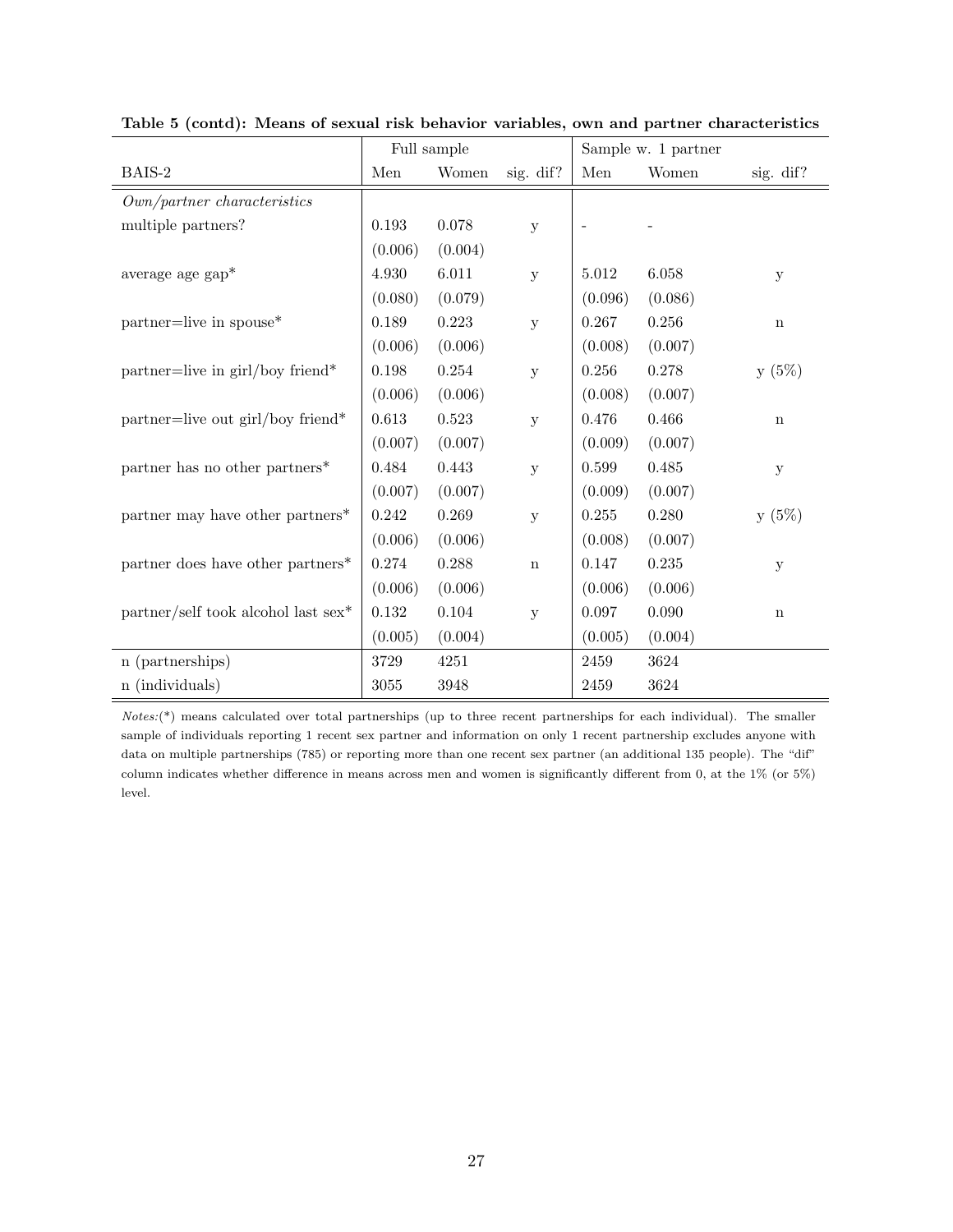**Table 5 (contd): Means of sexual risk behavior variables, own and partner characteristics**

| | Full sample | | | Sample w. 1 partner | | |
|---|---|---|---|---|---|---|
| BAIS-2 | Men | Women | sig. dif? | Men | Women | sig. dif? |
| *Own/partner characteristics* | | | | | | |
| multiple partners? | 0.193 | 0.078 | y | - | - | |
| | (0.006) | (0.004) | | | | |
| average age gap* | 4.930 | 6.011 | y | 5.012 | 6.058 | y |
| | (0.080) | (0.079) | | (0.096) | (0.086) | |
| partner=live in spouse* | 0.189 | 0.223 | y | 0.267 | 0.256 | n |
| | (0.006) | (0.006) | | (0.008) | (0.007) | |
| partner=live in girl/boy friend* | 0.198 | 0.254 | y | 0.256 | 0.278 | y (5%) |
| | (0.006) | (0.006) | | (0.008) | (0.007) | |
| partner=live out girl/boy friend* | 0.613 | 0.523 | y | 0.476 | 0.466 | n |
| | (0.007) | (0.007) | | (0.009) | (0.007) | |
| partner has no other partners* | 0.484 | 0.443 | y | 0.599 | 0.485 | y |
| | (0.007) | (0.007) | | (0.009) | (0.007) | |
| partner may have other partners* | 0.242 | 0.269 | y | 0.255 | 0.280 | y (5%) |
| | (0.006) | (0.006) | | (0.008) | (0.007) | |
| partner does have other partners* | 0.274 | 0.288 | n | 0.147 | 0.235 | y |
| | (0.006) | (0.006) | | (0.006) | (0.006) | |
| partner/self took alcohol last sex* | 0.132 | 0.104 | y | 0.097 | 0.090 | n |
| | (0.005) | (0.004) | | (0.005) | (0.004) | |
| n (partnerships) | 3729 | 4251 | | 2459 | 3624 | |
| n (individuals) | 3055 | 3948 | | 2459 | 3624 | |

*Notes:*(*) means calculated over total partnerships (up to three recent partnerships for each individual). The smaller sample of individuals reporting 1 recent sex partner and information on only 1 recent partnership excludes anyone with data on multiple partnerships (785) or reporting more than one recent sex partner (an additional 135 people). The "dif" column indicates whether difference in means across men and women is significantly different from 0, at the 1% (or 5%) level.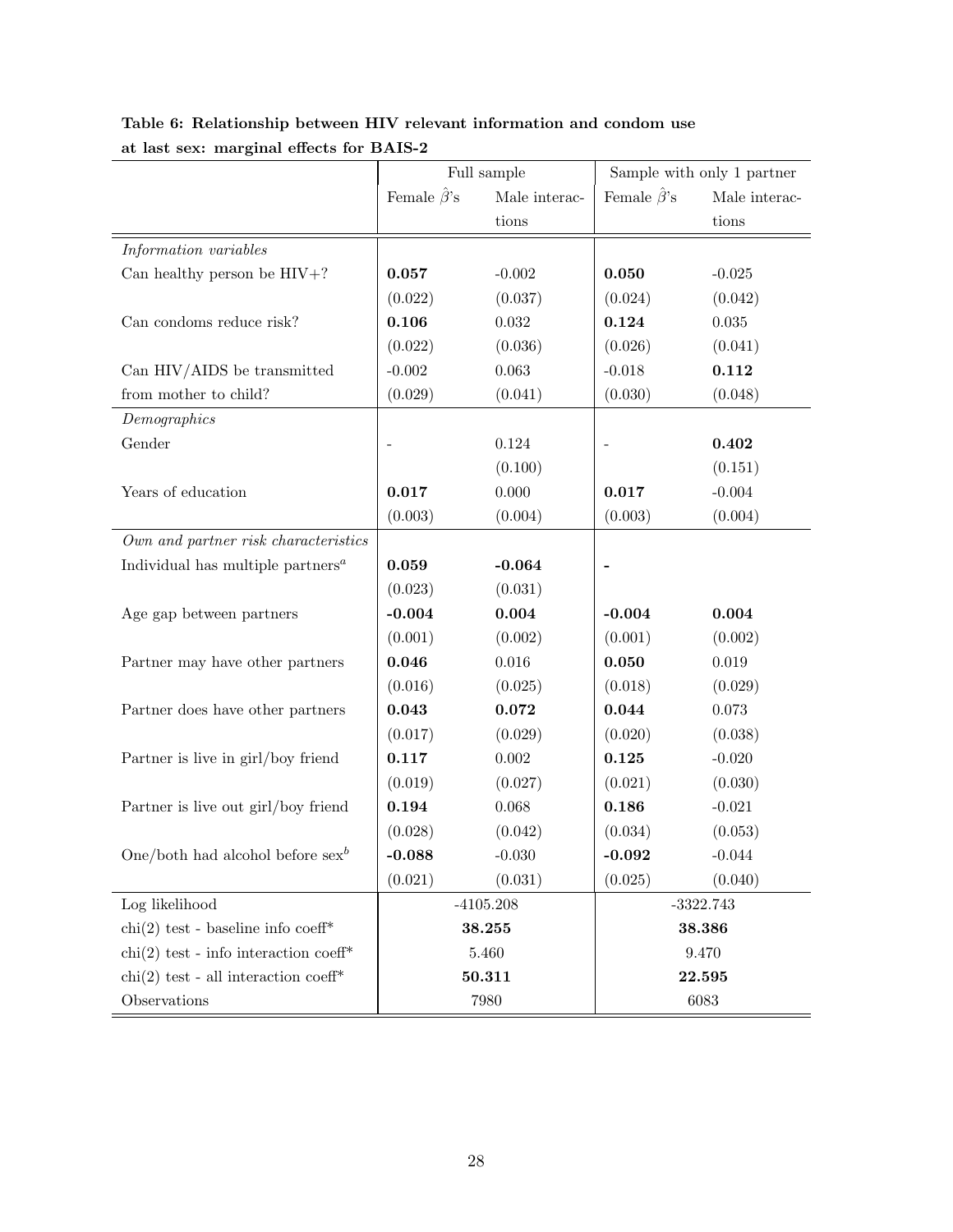**Table 6: Relationship between HIV relevant information and condom use at last sex: marginal effects for BAIS-2**

| | Full sample | | Sample with only 1 partner | |
|---|---|---|---|---|
| | Female $\hat{\beta}$'s | Male interactions | Female $\hat{\beta}$'s | Male interactions |
| *Information variables* | | | | |
| Can healthy person be HIV+? | **0.057** | -0.002 | **0.050** | -0.025 |
| | (0.022) | (0.037) | (0.024) | (0.042) |
| Can condoms reduce risk? | **0.106** | 0.032 | **0.124** | 0.035 |
| | (0.022) | (0.036) | (0.026) | (0.041) |
| Can HIV/AIDS be transmitted from mother to child? | -0.002 | 0.063 | -0.018 | **0.112** |
| | (0.029) | (0.041) | (0.030) | (0.048) |
| *Demographics* | | | | |
| Gender | - | 0.124 | - | **0.402** |
| | | (0.100) | | (0.151) |
| Years of education | **0.017** | 0.000 | **0.017** | -0.004 |
| | (0.003) | (0.004) | (0.003) | (0.004) |
| *Own and partner risk characteristics* | | | | |
| Individual has multiple partners[a] | **0.059** | **-0.064** | **-** | |
| | (0.023) | (0.031) | | |
| Age gap between partners | **-0.004** | **0.004** | **-0.004** | **0.004** |
| | (0.001) | (0.002) | (0.001) | (0.002) |
| Partner may have other partners | **0.046** | 0.016 | **0.050** | 0.019 |
| | (0.016) | (0.025) | (0.018) | (0.029) |
| Partner does have other partners | **0.043** | **0.072** | **0.044** | 0.073 |
| | (0.017) | (0.029) | (0.020) | (0.038) |
| Partner is live in girl/boy friend | **0.117** | 0.002 | **0.125** | -0.020 |
| | (0.019) | (0.027) | (0.021) | (0.030) |
| Partner is live out girl/boy friend | **0.194** | 0.068 | **0.186** | -0.021 |
| | (0.028) | (0.042) | (0.034) | (0.053) |
| One/both had alcohol before sex[b] | **-0.088** | -0.030 | **-0.092** | -0.044 |
| | (0.021) | (0.031) | (0.025) | (0.040) |
| Log likelihood | -4105.208 | | -3322.743 | |
| chi(2) test - baseline info coeff* | **38.255** | | **38.386** | |
| chi(2) test - info interaction coeff* | 5.460 | | 9.470 | |
| chi(2) test - all interaction coeff* | **50.311** | | **22.595** | |
| Observations | 7980 | | 6083 | |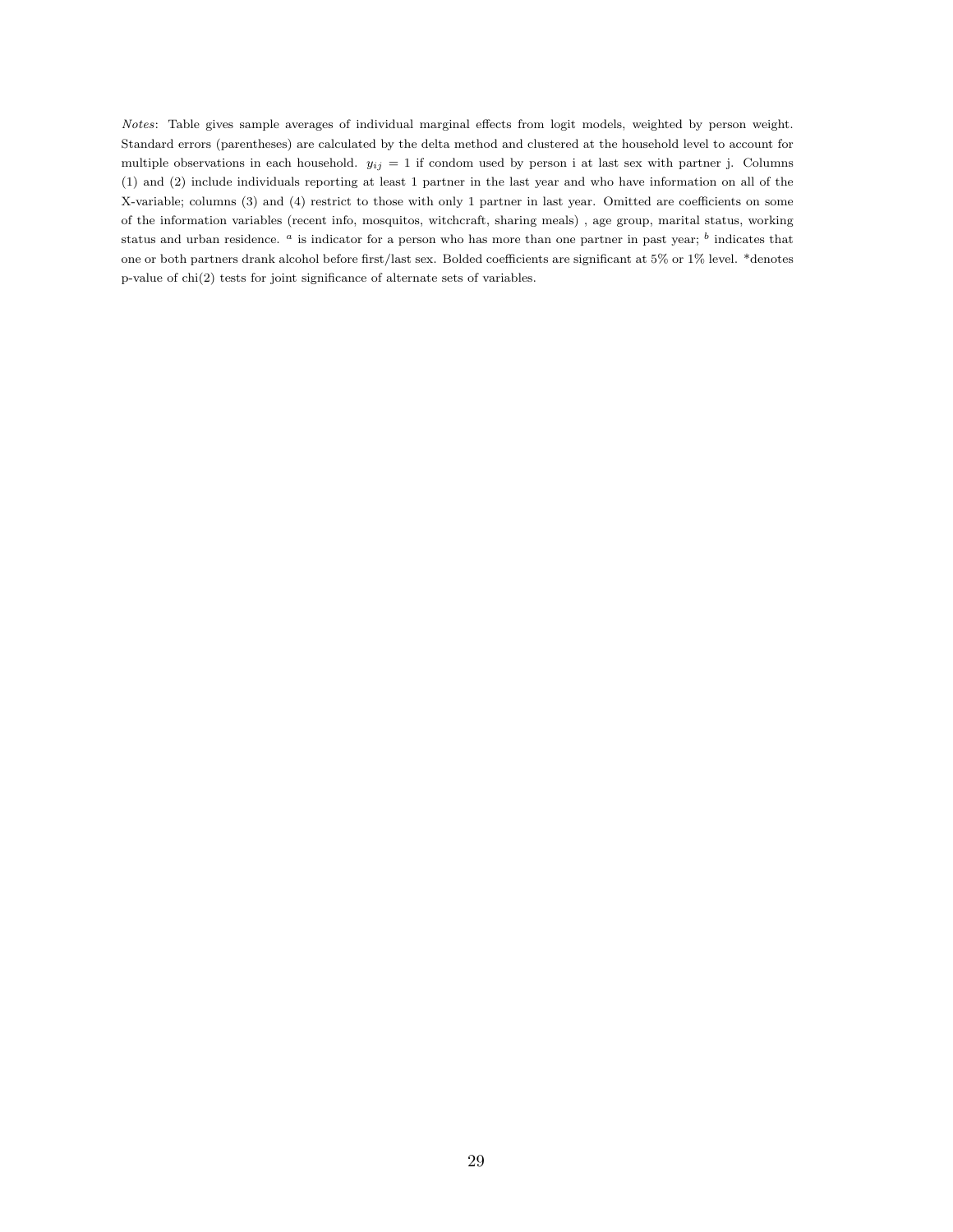*Notes*: Table gives sample averages of individual marginal effects from logit models, weighted by person weight. Standard errors (parentheses) are calculated by the delta method and clustered at the household level to account for multiple observations in each household. $y_{ij} = 1$ if condom used by person i at last sex with partner j. Columns (1) and (2) include individuals reporting at least 1 partner in the last year and who have information on all of the X-variable; columns (3) and (4) restrict to those with only 1 partner in last year. Omitted are coefficients on some of the information variables (recent info, mosquitos, witchcraft, sharing meals) , age group, marital status, working status and urban residence. [a] is indicator for a person who has more than one partner in past year; [b] indicates that one or both partners drank alcohol before first/last sex. Bolded coefficients are significant at 5% or 1% level. *denotes p-value of chi(2) tests for joint significance of alternate sets of variables.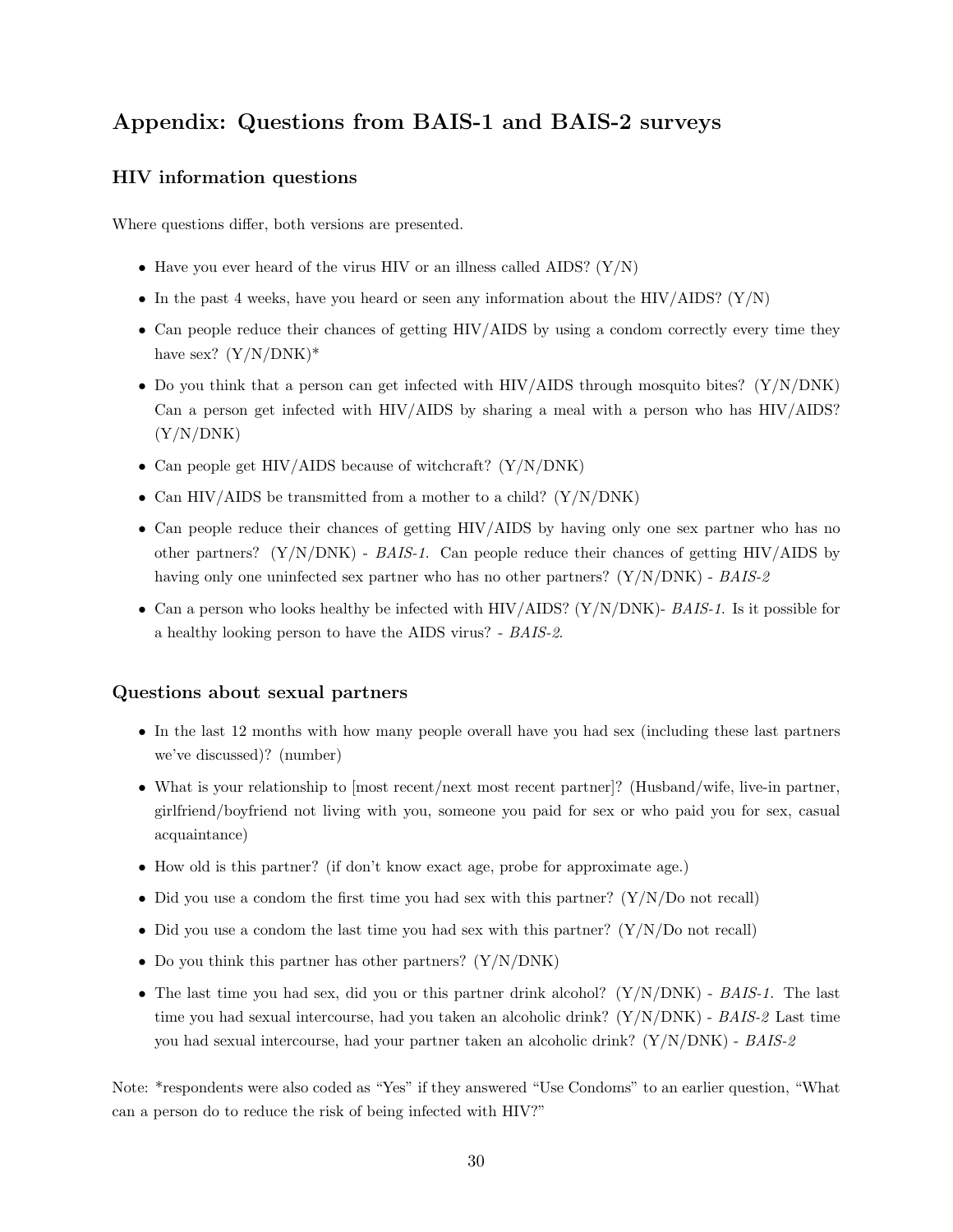## Appendix: Questions from BAIS-1 and BAIS-2 surveys

### HIV information questions

Where questions differ, both versions are presented.

- Have you ever heard of the virus HIV or an illness called AIDS? (Y/N)
- In the past 4 weeks, have you heard or seen any information about the HIV/AIDS? (Y/N)
- Can people reduce their chances of getting HIV/AIDS by using a condom correctly every time they have sex? (Y/N/DNK)*
- Do you think that a person can get infected with HIV/AIDS through mosquito bites? (Y/N/DNK) Can a person get infected with HIV/AIDS by sharing a meal with a person who has HIV/AIDS? (Y/N/DNK)
- Can people get HIV/AIDS because of witchcraft? (Y/N/DNK)
- Can HIV/AIDS be transmitted from a mother to a child? (Y/N/DNK)
- Can people reduce their chances of getting HIV/AIDS by having only one sex partner who has no other partners? (Y/N/DNK) - *BAIS-1*. Can people reduce their chances of getting HIV/AIDS by having only one uninfected sex partner who has no other partners? (Y/N/DNK) - *BAIS-2*
- Can a person who looks healthy be infected with HIV/AIDS? (Y/N/DNK)- *BAIS-1*. Is it possible for a healthy looking person to have the AIDS virus? - *BAIS-2*.

### Questions about sexual partners

- In the last 12 months with how many people overall have you had sex (including these last partners we've discussed)? (number)
- What is your relationship to [most recent/next most recent partner]? (Husband/wife, live-in partner, girlfriend/boyfriend not living with you, someone you paid for sex or who paid you for sex, casual acquaintance)
- How old is this partner? (if don't know exact age, probe for approximate age.)
- Did you use a condom the first time you had sex with this partner? (Y/N/Do not recall)
- Did you use a condom the last time you had sex with this partner? (Y/N/Do not recall)
- Do you think this partner has other partners? (Y/N/DNK)
- The last time you had sex, did you or this partner drink alcohol? (Y/N/DNK) - *BAIS-1*. The last time you had sexual intercourse, had you taken an alcoholic drink? (Y/N/DNK) - *BAIS-2* Last time you had sexual intercourse, had your partner taken an alcoholic drink? (Y/N/DNK) - *BAIS-2*

Note: *respondents were also coded as "Yes" if they answered "Use Condoms" to an earlier question, "What can a person do to reduce the risk of being infected with HIV?"